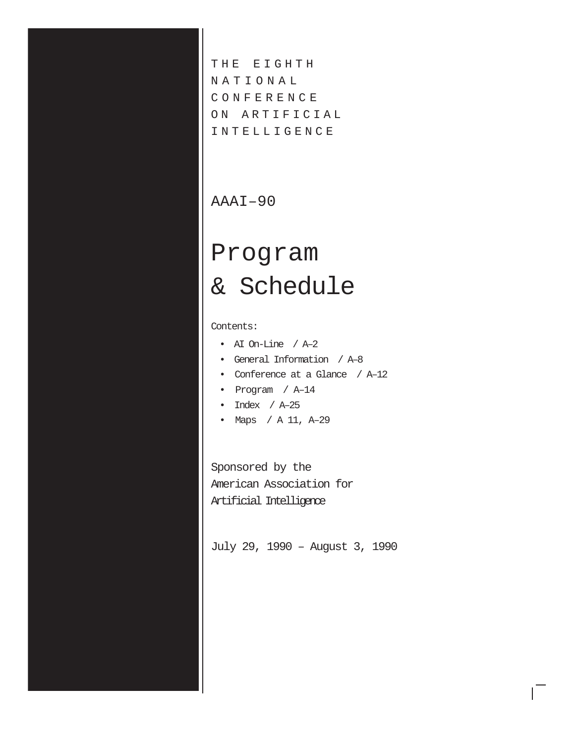THE EIGHTH
NATIONAL
CONFERENCE
ON ARTIFICIAL
INTELLIGENCE

AAAI–90

# Program & Schedule

Contents:

- AI On-Line / A–2
- General Information / A–8
- Conference at a Glance / A–12
- Program / A–14
- Index / A–25
- Maps / A 11, A–29

Sponsored by the
American Association for
Artificial Intelligence

July 29, 1990 – August 3, 1990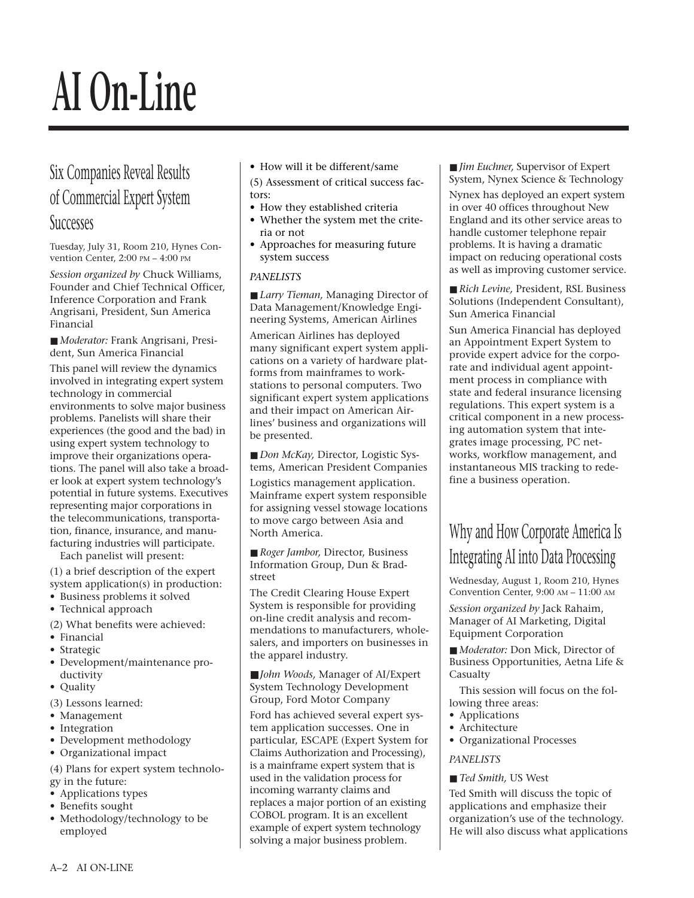# AI On-Line

## Six Companies Reveal Results of Commercial Expert System Successes

Tuesday, July 31, Room 210, Hynes Convention Center, 2:00 PM – 4:00 PM

*Session organized by* Chuck Williams, Founder and Chief Technical Officer, Inference Corporation and Frank Angrisani, President, Sun America Financial

■ *Moderator:* Frank Angrisani, President, Sun America Financial

This panel will review the dynamics involved in integrating expert system technology in commercial environments to solve major business problems. Panelists will share their experiences (the good and the bad) in using expert system technology to improve their organizations operations. The panel will also take a broader look at expert system technology's potential in future systems. Executives representing major corporations in the telecommunications, transportation, finance, insurance, and manufacturing industries will participate.

Each panelist will present:

(1) a brief description of the expert system application(s) in production:
- Business problems it solved
- Technical approach

(2) What benefits were achieved:
- Financial
- Strategic
- Development/maintenance productivity
- Quality

(3) Lessons learned:
- Management
- Integration
- Development methodology
- Organizational impact

(4) Plans for expert system technology in the future:
- Applications types
- Benefits sought
- Methodology/technology to be employed
- How will it be different/same

(5) Assessment of critical success factors:
- How they established criteria
- Whether the system met the criteria or not
- Approaches for measuring future system success

*PANELISTS*

■ *Larry Tieman,* Managing Director of Data Management/Knowledge Engineering Systems, American Airlines

American Airlines has deployed many significant expert system applications on a variety of hardware platforms from mainframes to workstations to personal computers. Two significant expert system applications and their impact on American Airlines' business and organizations will be presented.

■ *Don McKay,* Director, Logistic Systems, American President Companies

Logistics management application. Mainframe expert system responsible for assigning vessel stowage locations to move cargo between Asia and North America.

■ *Roger Jambor,* Director, Business Information Group, Dun & Bradstreet

The Credit Clearing House Expert System is responsible for providing on-line credit analysis and recommendations to manufacturers, wholesalers, and importers on businesses in the apparel industry.

■ *John Woods,* Manager of AI/Expert System Technology Development Group, Ford Motor Company

Ford has achieved several expert system application successes. One in particular, ESCAPE (Expert System for Claims Authorization and Processing), is a mainframe expert system that is used in the validation process for incoming warranty claims and replaces a major portion of an existing COBOL program. It is an excellent example of expert system technology solving a major business problem.

■ *Jim Euchner,* Supervisor of Expert System, Nynex Science & Technology

Nynex has deployed an expert system in over 40 offices throughout New England and its other service areas to handle customer telephone repair problems. It is having a dramatic impact on reducing operational costs as well as improving customer service.

■ *Rich Levine,* President, RSL Business Solutions (Independent Consultant), Sun America Financial

Sun America Financial has deployed an Appointment Expert System to provide expert advice for the corporate and individual agent appointment process in compliance with state and federal insurance licensing regulations. This expert system is a critical component in a new processing automation system that integrates image processing, PC networks, workflow management, and instantaneous MIS tracking to redefine a business operation.

## Why and How Corporate America Is Integrating AI into Data Processing

Wednesday, August 1, Room 210, Hynes Convention Center, 9:00 AM – 11:00 AM

*Session organized by* Jack Rahaim, Manager of AI Marketing, Digital Equipment Corporation

■ *Moderator:* Don Mick, Director of Business Opportunities, Aetna Life & Casualty

This session will focus on the following three areas:
- Applications
- Architecture
- Organizational Processes

*PANELISTS*

■ *Ted Smith,* US West

Ted Smith will discuss the topic of applications and emphasize their organization's use of the technology. He will also discuss what applications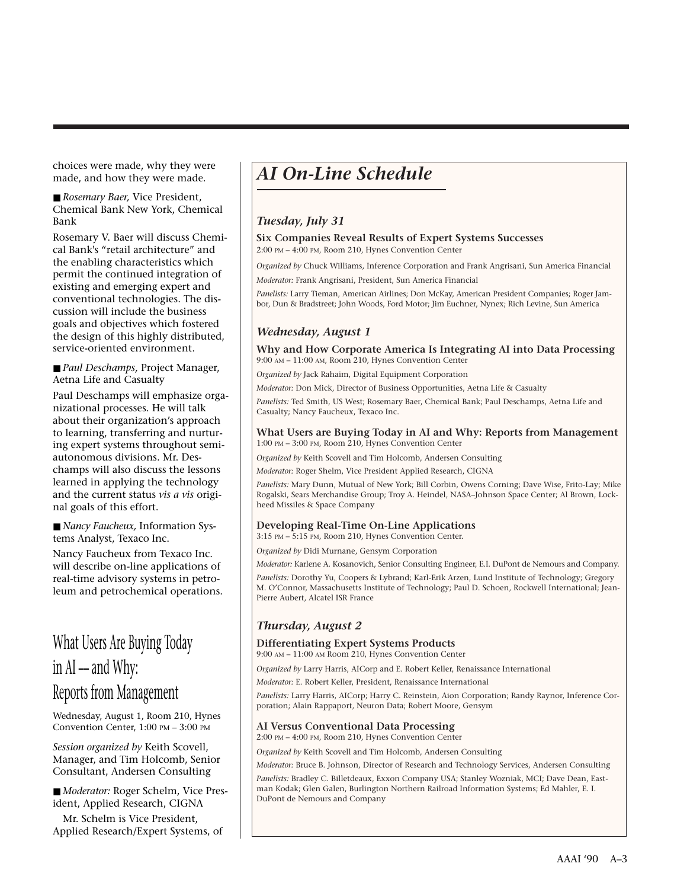choices were made, why they were made, and how they were made.

■ *Rosemary Baer,* Vice President, Chemical Bank New York, Chemical Bank

Rosemary V. Baer will discuss Chemical Bank's "retail architecture" and the enabling characteristics which permit the continued integration of existing and emerging expert and conventional technologies. The discussion will include the business goals and objectives which fostered the design of this highly distributed, service-oriented environment.

■ *Paul Deschamps,* Project Manager, Aetna Life and Casualty

Paul Deschamps will emphasize organizational processes. He will talk about their organization's approach to learning, transferring and nurturing expert systems throughout semi-autonomous divisions. Mr. Deschamps will also discuss the lessons learned in applying the technology and the current status *vis a vis* original goals of this effort.

■ *Nancy Faucheux,* Information Systems Analyst, Texaco Inc.

Nancy Faucheux from Texaco Inc. will describe on-line applications of real-time advisory systems in petroleum and petrochemical operations.

## What Users Are Buying Today in AI — and Why: Reports from Management

Wednesday, August 1, Room 210, Hynes Convention Center, 1:00 PM – 3:00 PM

*Session organized by* Keith Scovell, Manager, and Tim Holcomb, Senior Consultant, Andersen Consulting

■ *Moderator:* Roger Schelm, Vice President, Applied Research, CIGNA

Mr. Schelm is Vice President, Applied Research/Expert Systems, of

## *AI On-Line Schedule*

### *Tuesday, July 31*

**Six Companies Reveal Results of Expert Systems Successes**
2:00 PM – 4:00 PM, Room 210, Hynes Convention Center

*Organized by* Chuck Williams, Inference Corporation and Frank Angrisani, Sun America Financial

*Moderator:* Frank Angrisani, President, Sun America Financial

*Panelists:* Larry Tieman, American Airlines; Don McKay, American President Companies; Roger Jambor, Dun & Bradstreet; John Woods, Ford Motor; Jim Euchner, Nynex; Rich Levine, Sun America

### *Wednesday, August 1*

**Why and How Corporate America Is Integrating AI into Data Processing**
9:00 AM – 11:00 AM, Room 210, Hynes Convention Center

*Organized by* Jack Rahaim, Digital Equipment Corporation

*Moderator:* Don Mick, Director of Business Opportunities, Aetna Life & Casualty

*Panelists:* Ted Smith, US West; Rosemary Baer, Chemical Bank; Paul Deschamps, Aetna Life and Casualty; Nancy Faucheux, Texaco Inc.

**What Users are Buying Today in AI and Why: Reports from Management**
1:00 PM – 3:00 PM, Room 210, Hynes Convention Center

*Organized by* Keith Scovell and Tim Holcomb, Andersen Consulting

*Moderator:* Roger Shelm, Vice President Applied Research, CIGNA

*Panelists:* Mary Dunn, Mutual of New York; Bill Corbin, Owens Corning; Dave Wise, Frito-Lay; Mike Rogalski, Sears Merchandise Group; Troy A. Heindel, NASA–Johnson Space Center; Al Brown, Lockheed Missiles & Space Company

**Developing Real-Time On-Line Applications**
3:15 PM – 5:15 PM, Room 210, Hynes Convention Center.

*Organized by* Didi Murnane, Gensym Corporation

*Moderator:* Karlene A. Kosanovich, Senior Consulting Engineer, E.I. DuPont de Nemours and Company.

*Panelists:* Dorothy Yu, Coopers & Lybrand; Karl-Erik Arzen, Lund Institute of Technology; Gregory M. O'Connor, Massachusetts Institute of Technology; Paul D. Schoen, Rockwell International; Jean-Pierre Aubert, Alcatel ISR France

### *Thursday, August 2*

**Differentiating Expert Systems Products**
9:00 AM – 11:00 AM Room 210, Hynes Convention Center

*Organized by* Larry Harris, AICorp and E. Robert Keller, Renaissance International

*Moderator:* E. Robert Keller, President, Renaissance International

*Panelists:* Larry Harris, AICorp; Harry C. Reinstein, Aion Corporation; Randy Raynor, Inference Corporation; Alain Rappaport, Neuron Data; Robert Moore, Gensym

**AI Versus Conventional Data Processing**
2:00 PM – 4:00 PM, Room 210, Hynes Convention Center

*Organized by* Keith Scovell and Tim Holcomb, Andersen Consulting

*Moderator:* Bruce B. Johnson, Director of Research and Technology Services, Andersen Consulting

*Panelists:* Bradley C. Billetdeaux, Exxon Company USA; Stanley Wozniak, MCI; Dave Dean, Eastman Kodak; Glen Galen, Burlington Northern Railroad Information Systems; Ed Mahler, E. I. DuPont de Nemours and Company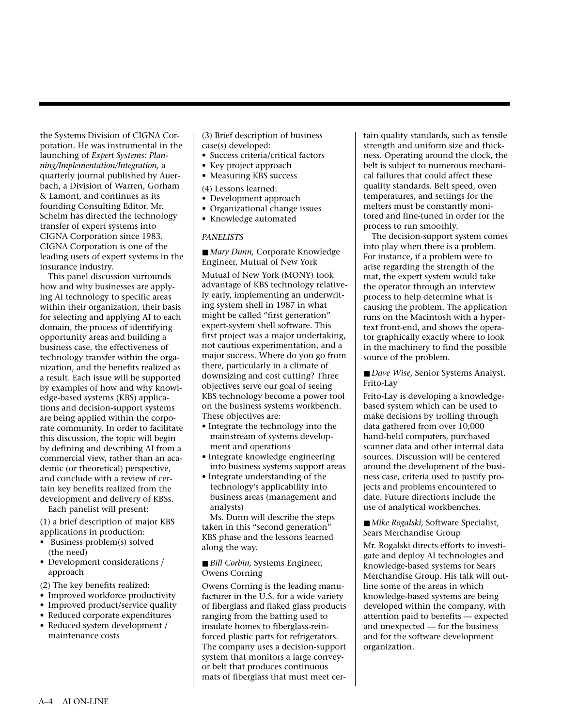the Systems Division of CIGNA Corporation. He was instrumental in the launching of *Expert Systems: Planning/Implementation/Integration,* a quarterly journal published by Auerbach, a Division of Warren, Gorham & Lamont, and continues as its founding Consulting Editor. Mr. Schelm has directed the technology transfer of expert systems into CIGNA Corporation since 1983. CIGNA Corporation is one of the leading users of expert systems in the insurance industry.

This panel discussion surrounds how and why businesses are applying AI technology to specific areas within their organization, their basis for selecting and applying AI to each domain, the process of identifying opportunity areas and building a business case, the effectiveness of technology transfer within the organization, and the benefits realized as a result. Each issue will be supported by examples of how and why knowledge-based systems (KBS) applications and decision-support systems are being applied within the corporate community. In order to facilitate this discussion, the topic will begin by defining and describing AI from a commercial view, rather than an academic (or theoretical) perspective, and conclude with a review of certain key benefits realized from the development and delivery of KBSs.

Each panelist will present:

(1) a brief description of major KBS applications in production:
- Business problem(s) solved (the need)
- Development considerations / approach

(2) The key benefits realized:
- Improved workforce productivity
- Improved product/service quality
- Reduced corporate expenditures
- Reduced system development / maintenance costs

(3) Brief description of business case(s) developed:
- Success criteria/critical factors
- Key project approach
- Measuring KBS success

(4) Lessons learned:
- Development approach
- Organizational change issues
- Knowledge automated

*PANELISTS*

■ *Mary Dunn,* Corporate Knowledge Engineer, Mutual of New York

Mutual of New York (MONY) took advantage of KBS technology relatively early, implementing an underwriting system shell in 1987 in what might be called "first generation" expert-system shell software. This first project was a major undertaking, not cautious experimentation, and a major success. Where do you go from there, particularly in a climate of downsizing and cost cutting? Three objectives serve our goal of seeing KBS technology become a power tool on the business systems workbench. These objectives are:
- Integrate the technology into the mainstream of systems development and operations
- Integrate knowledge engineering into business systems support areas
- Integrate understanding of the technology's applicability into business areas (management and analysts)

Ms. Dunn will describe the steps taken in this "second generation" KBS phase and the lessons learned along the way.

■ *Bill Corbin,* Systems Engineer, Owens Corning

Owens Corning is the leading manufacturer in the U.S. for a wide variety of fiberglass and flaked glass products ranging from the batting used to insulate homes to fiberglass-reinforced plastic parts for refrigerators. The company uses a decision-support system that monitors a large conveyor belt that produces continuous mats of fiberglass that must meet certain quality standards, such as tensile strength and uniform size and thickness. Operating around the clock, the belt is subject to numerous mechanical failures that could affect these quality standards. Belt speed, oven temperatures, and settings for the melters must be constantly monitored and fine-tuned in order for the process to run smoothly.

The decision-support system comes into play when there is a problem. For instance, if a problem were to arise regarding the strength of the mat, the expert system would take the operator through an interview process to help determine what is causing the problem. The application runs on the Macintosh with a hypertext front-end, and shows the operator graphically exactly where to look in the machinery to find the possible source of the problem.

■ *Dave Wise,* Senior Systems Analyst, Frito-Lay

Frito-Lay is developing a knowledge-based system which can be used to make decisions by trolling through data gathered from over 10,000 hand-held computers, purchased scanner data and other internal data sources. Discussion will be centered around the development of the business case, criteria used to justify projects and problems encountered to date. Future directions include the use of analytical workbenches.

■ *Mike Rogalski,* Software Specialist, Sears Merchandise Group

Mr. Rogalski directs efforts to investigate and deploy AI technologies and knowledge-based systems for Sears Merchandise Group. His talk will outline some of the areas in which knowledge-based systems are being developed within the company, with attention paid to benefits — expected and unexpected — for the business and for the software development organization.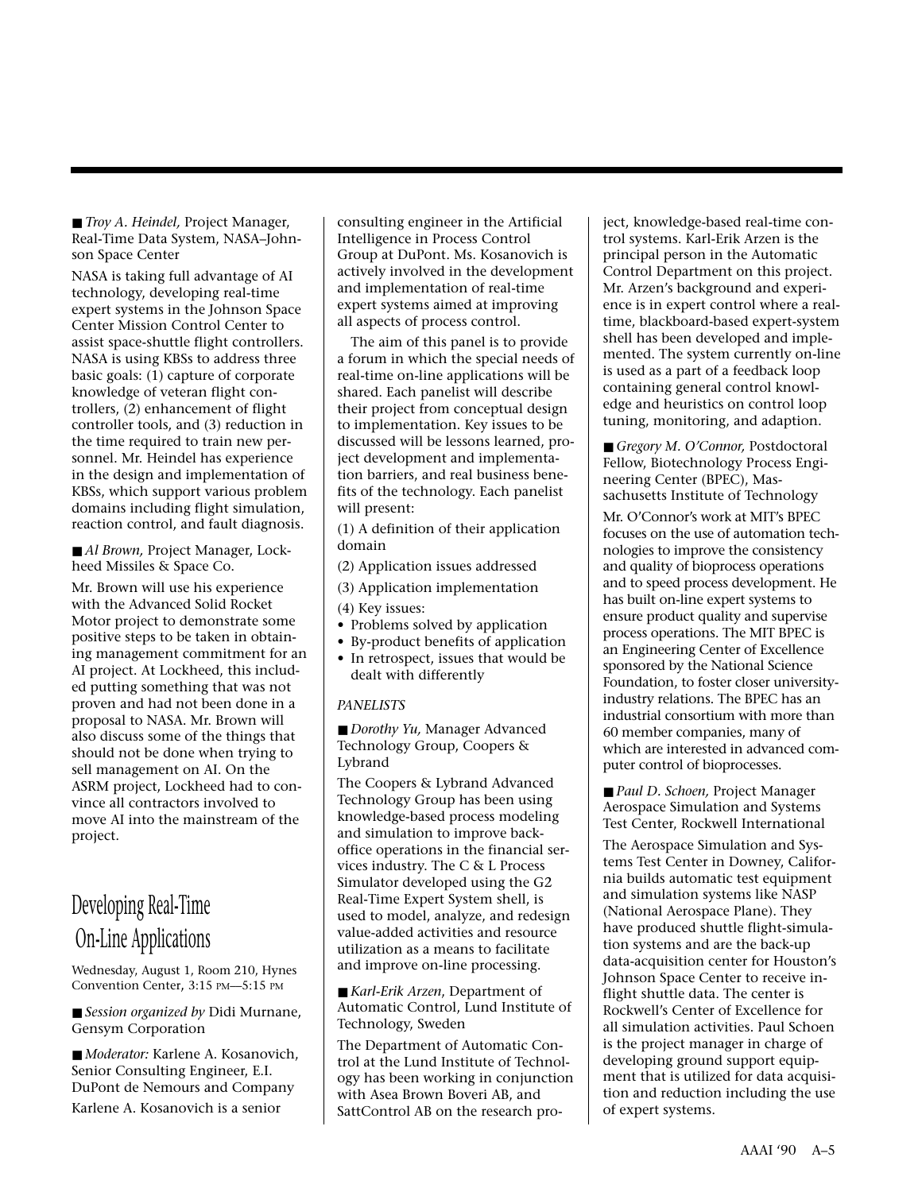■ *Troy A. Heindel,* Project Manager, Real-Time Data System, NASA–Johnson Space Center

NASA is taking full advantage of AI technology, developing real-time expert systems in the Johnson Space Center Mission Control Center to assist space-shuttle flight controllers. NASA is using KBSs to address three basic goals: (1) capture of corporate knowledge of veteran flight controllers, (2) enhancement of flight controller tools, and (3) reduction in the time required to train new personnel. Mr. Heindel has experience in the design and implementation of KBSs, which support various problem domains including flight simulation, reaction control, and fault diagnosis.

■ *Al Brown,* Project Manager, Lockheed Missiles & Space Co.

Mr. Brown will use his experience with the Advanced Solid Rocket Motor project to demonstrate some positive steps to be taken in obtaining management commitment for an AI project. At Lockheed, this included putting something that was not proven and had not been done in a proposal to NASA. Mr. Brown will also discuss some of the things that should not be done when trying to sell management on AI. On the ASRM project, Lockheed had to convince all contractors involved to move AI into the mainstream of the project.

## Developing Real-Time On-Line Applications

Wednesday, August 1, Room 210, Hynes Convention Center, 3:15 PM—5:15 PM

■ *Session organized by* Didi Murnane, Gensym Corporation

■ *Moderator:* Karlene A. Kosanovich, Senior Consulting Engineer, E.I. DuPont de Nemours and Company

Karlene A. Kosanovich is a senior consulting engineer in the Artificial Intelligence in Process Control Group at DuPont. Ms. Kosanovich is actively involved in the development and implementation of real-time expert systems aimed at improving all aspects of process control.

The aim of this panel is to provide a forum in which the special needs of real-time on-line applications will be shared. Each panelist will describe their project from conceptual design to implementation. Key issues to be discussed will be lessons learned, project development and implementation barriers, and real business benefits of the technology. Each panelist will present:

(1) A definition of their application domain

(2) Application issues addressed

(3) Application implementation

(4) Key issues:
- Problems solved by application
- By-product benefits of application
- In retrospect, issues that would be dealt with differently

*PANELISTS*

■ *Dorothy Yu,* Manager Advanced Technology Group, Coopers & Lybrand

The Coopers & Lybrand Advanced Technology Group has been using knowledge-based process modeling and simulation to improve back-office operations in the financial services industry. The C & L Process Simulator developed using the G2 Real-Time Expert System shell, is used to model, analyze, and redesign value-added activities and resource utilization as a means to facilitate and improve on-line processing.

■ *Karl-Erik Arzen*, Department of Automatic Control, Lund Institute of Technology, Sweden

The Department of Automatic Control at the Lund Institute of Technology has been working in conjunction with Asea Brown Boveri AB, and SattControl AB on the research project, knowledge-based real-time control systems. Karl-Erik Arzen is the principal person in the Automatic Control Department on this project. Mr. Arzen's background and experience is in expert control where a real-time, blackboard-based expert-system shell has been developed and implemented. The system currently on-line is used as a part of a feedback loop containing general control knowledge and heuristics on control loop tuning, monitoring, and adaption.

■ *Gregory M. O'Connor,* Postdoctoral Fellow, Biotechnology Process Engineering Center (BPEC), Massachusetts Institute of Technology

Mr. O'Connor's work at MIT's BPEC focuses on the use of automation technologies to improve the consistency and quality of bioprocess operations and to speed process development. He has built on-line expert systems to ensure product quality and supervise process operations. The MIT BPEC is an Engineering Center of Excellence sponsored by the National Science Foundation, to foster closer university-industry relations. The BPEC has an industrial consortium with more than 60 member companies, many of which are interested in advanced computer control of bioprocesses.

■ *Paul D. Schoen,* Project Manager Aerospace Simulation and Systems Test Center, Rockwell International

The Aerospace Simulation and Systems Test Center in Downey, California builds automatic test equipment and simulation systems like NASP (National Aerospace Plane). They have produced shuttle flight-simulation systems and are the back-up data-acquisition center for Houston's Johnson Space Center to receive in-flight shuttle data. The center is Rockwell's Center of Excellence for all simulation activities. Paul Schoen is the project manager in charge of developing ground support equipment that is utilized for data acquisition and reduction including the use of expert systems.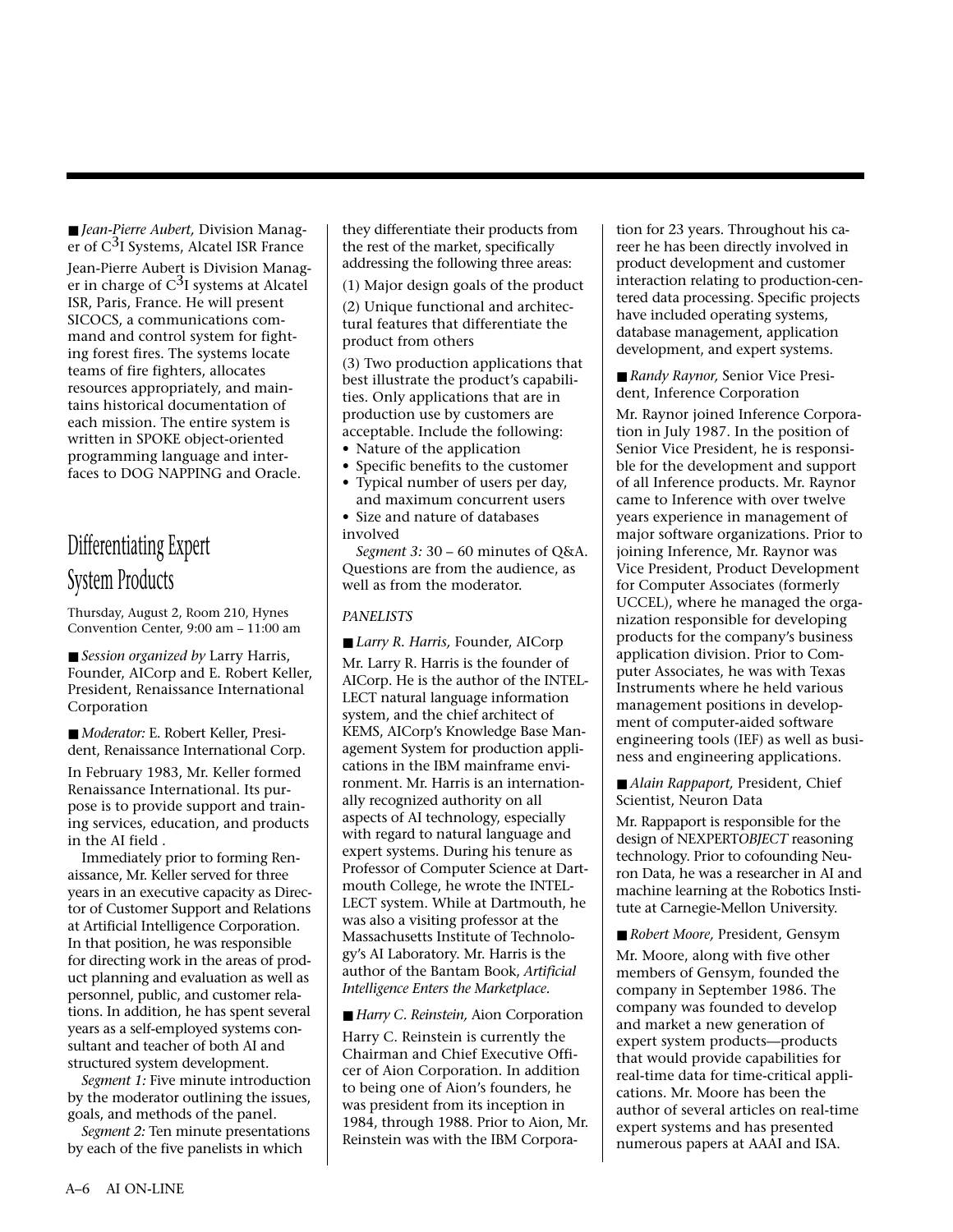■ *Jean-Pierre Aubert,* Division Manager of $C^3$I Systems, Alcatel ISR France

Jean-Pierre Aubert is Division Manager in charge of $C^3$I systems at Alcatel ISR, Paris, France. He will present SICOCS, a communications command and control system for fighting forest fires. The systems locate teams of fire fighters, allocates resources appropriately, and maintains historical documentation of each mission. The entire system is written in SPOKE object-oriented programming language and interfaces to DOG NAPPING and Oracle.

## Differentiating Expert System Products

Thursday, August 2, Room 210, Hynes Convention Center, 9:00 am – 11:00 am

■ *Session organized by* Larry Harris, Founder, AICorp and E. Robert Keller, President, Renaissance International Corporation

■ *Moderator:* E. Robert Keller, President, Renaissance International Corp.

In February 1983, Mr. Keller formed Renaissance International. Its purpose is to provide support and training services, education, and products in the AI field .

Immediately prior to forming Renaissance, Mr. Keller served for three years in an executive capacity as Director of Customer Support and Relations at Artificial Intelligence Corporation. In that position, he was responsible for directing work in the areas of product planning and evaluation as well as personnel, public, and customer relations. In addition, he has spent several years as a self-employed systems consultant and teacher of both AI and structured system development.

*Segment 1:* Five minute introduction by the moderator outlining the issues, goals, and methods of the panel.

*Segment 2:* Ten minute presentations by each of the five panelists in which they differentiate their products from the rest of the market, specifically addressing the following three areas:

(1) Major design goals of the product

(2) Unique functional and architectural features that differentiate the product from others

(3) Two production applications that best illustrate the product's capabilities. Only applications that are in production use by customers are acceptable. Include the following:

- Nature of the application
- Specific benefits to the customer
- Typical number of users per day, and maximum concurrent users
- Size and nature of databases involved

*Segment 3:* 30 – 60 minutes of Q&A. Questions are from the audience, as well as from the moderator.

*PANELISTS*

■ *Larry R. Harris,* Founder, AICorp

Mr. Larry R. Harris is the founder of AICorp. He is the author of the INTELLECT natural language information system, and the chief architect of KEMS, AICorp's Knowledge Base Management System for production applications in the IBM mainframe environment. Mr. Harris is an internationally recognized authority on all aspects of AI technology, especially with regard to natural language and expert systems. During his tenure as Professor of Computer Science at Dartmouth College, he wrote the INTELLECT system. While at Dartmouth, he was also a visiting professor at the Massachusetts Institute of Technology's AI Laboratory. Mr. Harris is the author of the Bantam Book, *Artificial Intelligence Enters the Marketplace.*

■ *Harry C. Reinstein,* Aion Corporation

Harry C. Reinstein is currently the Chairman and Chief Executive Officer of Aion Corporation. In addition to being one of Aion's founders, he was president from its inception in 1984, through 1988. Prior to Aion, Mr. Reinstein was with the IBM Corporation for 23 years. Throughout his career he has been directly involved in product development and customer interaction relating to production-centered data processing. Specific projects have included operating systems, database management, application development, and expert systems.

■ *Randy Raynor,* Senior Vice President, Inference Corporation

Mr. Raynor joined Inference Corporation in July 1987. In the position of Senior Vice President, he is responsible for the development and support of all Inference products. Mr. Raynor came to Inference with over twelve years experience in management of major software organizations. Prior to joining Inference, Mr. Raynor was Vice President, Product Development for Computer Associates (formerly UCCEL), where he managed the organization responsible for developing products for the company's business application division. Prior to Computer Associates, he was with Texas Instruments where he held various management positions in development of computer-aided software engineering tools (IEF) as well as business and engineering applications.

■ *Alain Rappaport,* President, Chief Scientist, Neuron Data

Mr. Rappaport is responsible for the design of NEXPERT*OBJECT* reasoning technology. Prior to cofounding Neuron Data, he was a researcher in AI and machine learning at the Robotics Institute at Carnegie-Mellon University.

■ *Robert Moore,* President, Gensym

Mr. Moore, along with five other members of Gensym, founded the company in September 1986. The company was founded to develop and market a new generation of expert system products—products that would provide capabilities for real-time data for time-critical applications. Mr. Moore has been the author of several articles on real-time expert systems and has presented numerous papers at AAAI and ISA.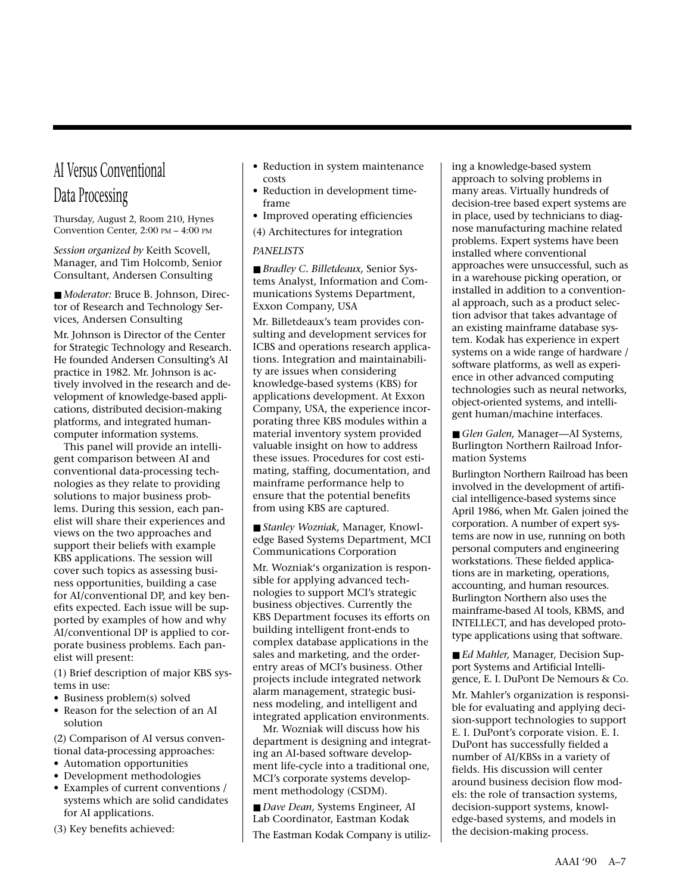# AI Versus Conventional Data Processing

Thursday, August 2, Room 210, Hynes Convention Center, 2:00 PM – 4:00 PM

*Session organized by* Keith Scovell, Manager, and Tim Holcomb, Senior Consultant, Andersen Consulting

■ *Moderator:* Bruce B. Johnson, Director of Research and Technology Services, Andersen Consulting

Mr. Johnson is Director of the Center for Strategic Technology and Research. He founded Andersen Consulting's AI practice in 1982. Mr. Johnson is actively involved in the research and development of knowledge-based applications, distributed decision-making platforms, and integrated human-computer information systems.

This panel will provide an intelligent comparison between AI and conventional data-processing technologies as they relate to providing solutions to major business problems. During this session, each panelist will share their experiences and views on the two approaches and support their beliefs with example KBS applications. The session will cover such topics as assessing business opportunities, building a case for AI/conventional DP, and key benefits expected. Each issue will be supported by examples of how and why AI/conventional DP is applied to corporate business problems. Each panelist will present:

(1) Brief description of major KBS systems in use:

- Business problem(s) solved
- Reason for the selection of an AI solution

(2) Comparison of AI versus conventional data-processing approaches:

- Automation opportunities
- Development methodologies
- Examples of current conventions / systems which are solid candidates for AI applications.

(3) Key benefits achieved:

- Reduction in system maintenance costs
- Reduction in development timeframe
- Improved operating efficiencies

(4) Architectures for integration

*PANELISTS*

■ *Bradley C. Billetdeaux,* Senior Systems Analyst, Information and Communications Systems Department, Exxon Company, USA

Mr. Billetdeaux's team provides consulting and development services for ICBS and operations research applications. Integration and maintainability are issues when considering knowledge-based systems (KBS) for applications development. At Exxon Company, USA, the experience incorporating three KBS modules within a material inventory system provided valuable insight on how to address these issues. Procedures for cost estimating, staffing, documentation, and mainframe performance help to ensure that the potential benefits from using KBS are captured.

■ *Stanley Wozniak,* Manager, Knowledge Based Systems Department, MCI Communications Corporation

Mr. Wozniak's organization is responsible for applying advanced technologies to support MCI's strategic business objectives. Currently the KBS Department focuses its efforts on building intelligent front-ends to complex database applications in the sales and marketing, and the order-entry areas of MCI's business. Other projects include integrated network alarm management, strategic business modeling, and intelligent and integrated application environments.

Mr. Wozniak will discuss how his department is designing and integrating an AI-based software development life-cycle into a traditional one, MCI's corporate systems development methodology (CSDM).

■ *Dave Dean,* Systems Engineer, AI Lab Coordinator, Eastman Kodak

The Eastman Kodak Company is utilizing a knowledge-based system approach to solving problems in many areas. Virtually hundreds of decision-tree based expert systems are in place, used by technicians to diagnose manufacturing machine related problems. Expert systems have been installed where conventional approaches were unsuccessful, such as in a warehouse picking operation, or installed in addition to a conventional approach, such as a product selection advisor that takes advantage of an existing mainframe database system. Kodak has experience in expert systems on a wide range of hardware / software platforms, as well as experience in other advanced computing technologies such as neural networks, object-oriented systems, and intelligent human/machine interfaces.

■ *Glen Galen,* Manager—AI Systems, Burlington Northern Railroad Information Systems

Burlington Northern Railroad has been involved in the development of artificial intelligence-based systems since April 1986, when Mr. Galen joined the corporation. A number of expert systems are now in use, running on both personal computers and engineering workstations. These fielded applications are in marketing, operations, accounting, and human resources. Burlington Northern also uses the mainframe-based AI tools, KBMS, and INTELLECT, and has developed prototype applications using that software.

■ *Ed Mahler,* Manager, Decision Support Systems and Artificial Intelligence, E. I. DuPont De Nemours & Co.

Mr. Mahler's organization is responsible for evaluating and applying decision-support technologies to support E. I. DuPont's corporate vision. E. I. DuPont has successfully fielded a number of AI/KBSs in a variety of fields. His discussion will center around business decision flow models: the role of transaction systems, decision-support systems, knowledge-based systems, and models in the decision-making process.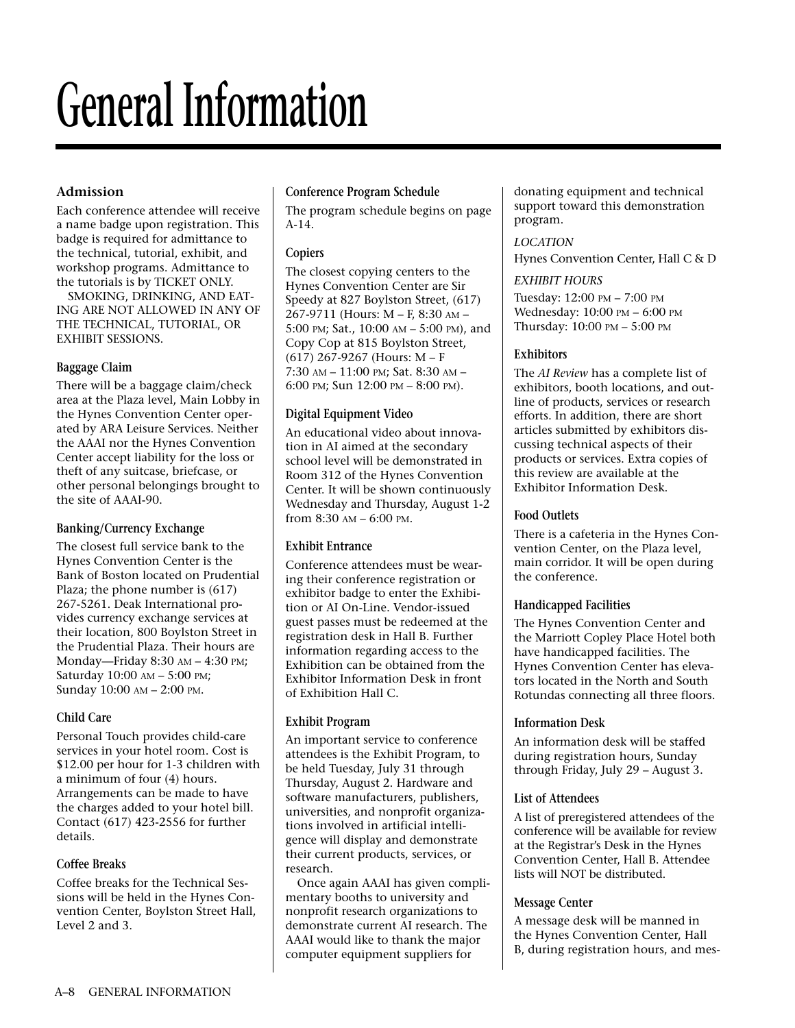# General Information

### Admission

Each conference attendee will receive a name badge upon registration. This badge is required for admittance to the technical, tutorial, exhibit, and workshop programs. Admittance to the tutorials is by TICKET ONLY.

SMOKING, DRINKING, AND EATING ARE NOT ALLOWED IN ANY OF THE TECHNICAL, TUTORIAL, OR EXHIBIT SESSIONS.

### Baggage Claim

There will be a baggage claim/check area at the Plaza level, Main Lobby in the Hynes Convention Center operated by ARA Leisure Services. Neither the AAAI nor the Hynes Convention Center accept liability for the loss or theft of any suitcase, briefcase, or other personal belongings brought to the site of AAAI-90.

### Banking/Currency Exchange

The closest full service bank to the Hynes Convention Center is the Bank of Boston located on Prudential Plaza; the phone number is (617) 267-5261. Deak International provides currency exchange services at their location, 800 Boylston Street in the Prudential Plaza. Their hours are Monday—Friday 8:30 AM – 4:30 PM; Saturday 10:00 AM – 5:00 PM; Sunday 10:00 AM – 2:00 PM.

### Child Care

Personal Touch provides child-care services in your hotel room. Cost is $12.00 per hour for 1-3 children with a minimum of four (4) hours. Arrangements can be made to have the charges added to your hotel bill. Contact (617) 423-2556 for further details.

### Coffee Breaks

Coffee breaks for the Technical Sessions will be held in the Hynes Convention Center, Boylston Street Hall, Level 2 and 3.

### Conference Program Schedule

The program schedule begins on page A-14.

### Copiers

The closest copying centers to the Hynes Convention Center are Sir Speedy at 827 Boylston Street, (617) 267-9711 (Hours: M – F, 8:30 AM – 5:00 PM; Sat., 10:00 AM – 5:00 PM), and Copy Cop at 815 Boylston Street, (617) 267-9267 (Hours: M – F 7:30 AM – 11:00 PM; Sat. 8:30 AM – 6:00 PM; Sun 12:00 PM – 8:00 PM).

### Digital Equipment Video

An educational video about innovation in AI aimed at the secondary school level will be demonstrated in Room 312 of the Hynes Convention Center. It will be shown continuously Wednesday and Thursday, August 1-2 from 8:30 AM – 6:00 PM.

### Exhibit Entrance

Conference attendees must be wearing their conference registration or exhibitor badge to enter the Exhibition or AI On-Line. Vendor-issued guest passes must be redeemed at the registration desk in Hall B. Further information regarding access to the Exhibition can be obtained from the Exhibitor Information Desk in front of Exhibition Hall C.

### Exhibit Program

An important service to conference attendees is the Exhibit Program, to be held Tuesday, July 31 through Thursday, August 2. Hardware and software manufacturers, publishers, universities, and nonprofit organizations involved in artificial intelligence will display and demonstrate their current products, services, or research.

Once again AAAI has given complimentary booths to university and nonprofit research organizations to demonstrate current AI research. The AAAI would like to thank the major computer equipment suppliers for donating equipment and technical support toward this demonstration program.

*LOCATION*

Hynes Convention Center, Hall C & D

*EXHIBIT HOURS*

Tuesday: 12:00 PM – 7:00 PM
Wednesday: 10:00 PM – 6:00 PM
Thursday: 10:00 PM – 5:00 PM

### Exhibitors

The *AI Review* has a complete list of exhibitors, booth locations, and outline of products, services or research efforts. In addition, there are short articles submitted by exhibitors discussing technical aspects of their products or services. Extra copies of this review are available at the Exhibitor Information Desk.

### Food Outlets

There is a cafeteria in the Hynes Convention Center, on the Plaza level, main corridor. It will be open during the conference.

### Handicapped Facilities

The Hynes Convention Center and the Marriott Copley Place Hotel both have handicapped facilities. The Hynes Convention Center has elevators located in the North and South Rotundas connecting all three floors.

### Information Desk

An information desk will be staffed during registration hours, Sunday through Friday, July 29 – August 3.

### List of Attendees

A list of preregistered attendees of the conference will be available for review at the Registrar's Desk in the Hynes Convention Center, Hall B. Attendee lists will NOT be distributed.

### Message Center

A message desk will be manned in the Hynes Convention Center, Hall B, during registration hours, and mes-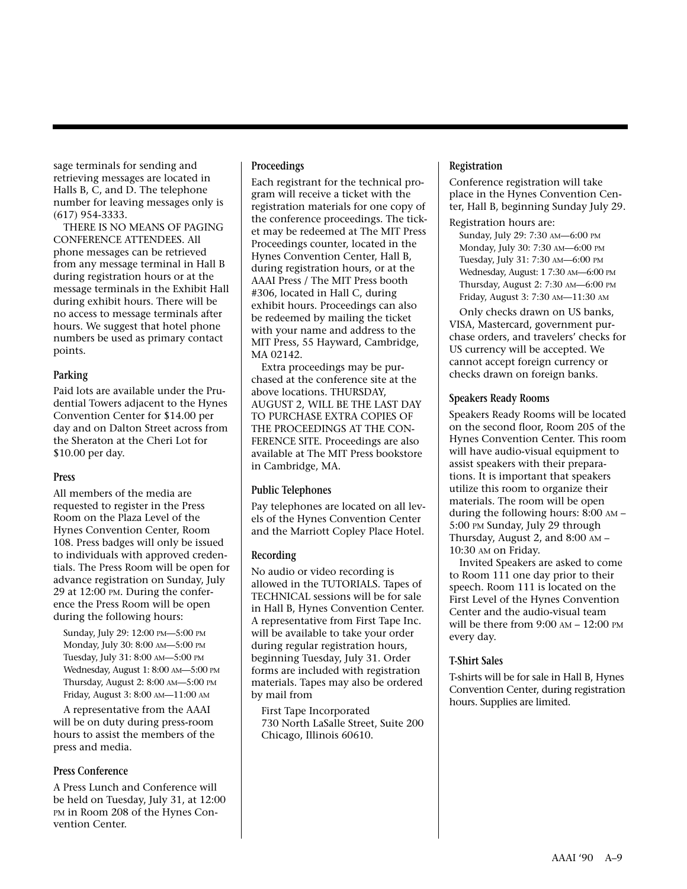sage terminals for sending and retrieving messages are located in Halls B, C, and D. The telephone number for leaving messages only is (617) 954-3333.

THERE IS NO MEANS OF PAGING CONFERENCE ATTENDEES. All phone messages can be retrieved from any message terminal in Hall B during registration hours or at the message terminals in the Exhibit Hall during exhibit hours. There will be no access to message terminals after hours. We suggest that hotel phone numbers be used as primary contact points.

### Parking

Paid lots are available under the Prudential Towers adjacent to the Hynes Convention Center for $14.00 per day and on Dalton Street across from the Sheraton at the Cheri Lot for $10.00 per day.

### Press

All members of the media are requested to register in the Press Room on the Plaza Level of the Hynes Convention Center, Room 108. Press badges will only be issued to individuals with approved credentials. The Press Room will be open for advance registration on Sunday, July 29 at 12:00 PM. During the conference the Press Room will be open during the following hours:

Sunday, July 29: 12:00 PM—5:00 PM
Monday, July 30: 8:00 AM—5:00 PM
Tuesday, July 31: 8:00 AM—5:00 PM
Wednesday, August 1: 8:00 AM—5:00 PM
Thursday, August 2: 8:00 AM—5:00 PM
Friday, August 3: 8:00 AM—11:00 AM

A representative from the AAAI will be on duty during press-room hours to assist the members of the press and media.

### Press Conference

A Press Lunch and Conference will be held on Tuesday, July 31, at 12:00 PM in Room 208 of the Hynes Convention Center.

### Proceedings

Each registrant for the technical program will receive a ticket with the registration materials for one copy of the conference proceedings. The ticket may be redeemed at The MIT Press Proceedings counter, located in the Hynes Convention Center, Hall B, during registration hours, or at the AAAI Press / The MIT Press booth #306, located in Hall C, during exhibit hours. Proceedings can also be redeemed by mailing the ticket with your name and address to the MIT Press, 55 Hayward, Cambridge, MA 02142.

Extra proceedings may be purchased at the conference site at the above locations. THURSDAY, AUGUST 2, WILL BE THE LAST DAY TO PURCHASE EXTRA COPIES OF THE PROCEEDINGS AT THE CONFERENCE SITE. Proceedings are also available at The MIT Press bookstore in Cambridge, MA.

### Public Telephones

Pay telephones are located on all levels of the Hynes Convention Center and the Marriott Copley Place Hotel.

### Recording

No audio or video recording is allowed in the TUTORIALS. Tapes of TECHNICAL sessions will be for sale in Hall B, Hynes Convention Center. A representative from First Tape Inc. will be available to take your order during regular registration hours, beginning Tuesday, July 31. Order forms are included with registration materials. Tapes may also be ordered by mail from

First Tape Incorporated
730 North LaSalle Street, Suite 200
Chicago, Illinois 60610.

### Registration

Conference registration will take place in the Hynes Convention Center, Hall B, beginning Sunday July 29.

Registration hours are:

Sunday, July 29: 7:30 AM—6:00 PM
Monday, July 30: 7:30 AM—6:00 PM
Tuesday, July 31: 7:30 AM—6:00 PM
Wednesday, August: 1 7:30 AM—6:00 PM
Thursday, August 2: 7:30 AM—6:00 PM
Friday, August 3: 7:30 AM—11:30 AM

Only checks drawn on US banks, VISA, Mastercard, government purchase orders, and travelers' checks for US currency will be accepted. We cannot accept foreign currency or checks drawn on foreign banks.

### Speakers Ready Rooms

Speakers Ready Rooms will be located on the second floor, Room 205 of the Hynes Convention Center. This room will have audio-visual equipment to assist speakers with their preparations. It is important that speakers utilize this room to organize their materials. The room will be open during the following hours: 8:00 AM – 5:00 PM Sunday, July 29 through Thursday, August 2, and 8:00 AM – 10:30 AM on Friday.

Invited Speakers are asked to come to Room 111 one day prior to their speech. Room 111 is located on the First Level of the Hynes Convention Center and the audio-visual team will be there from 9:00 AM – 12:00 PM every day.

### T-Shirt Sales

T-shirts will be for sale in Hall B, Hynes Convention Center, during registration hours. Supplies are limited.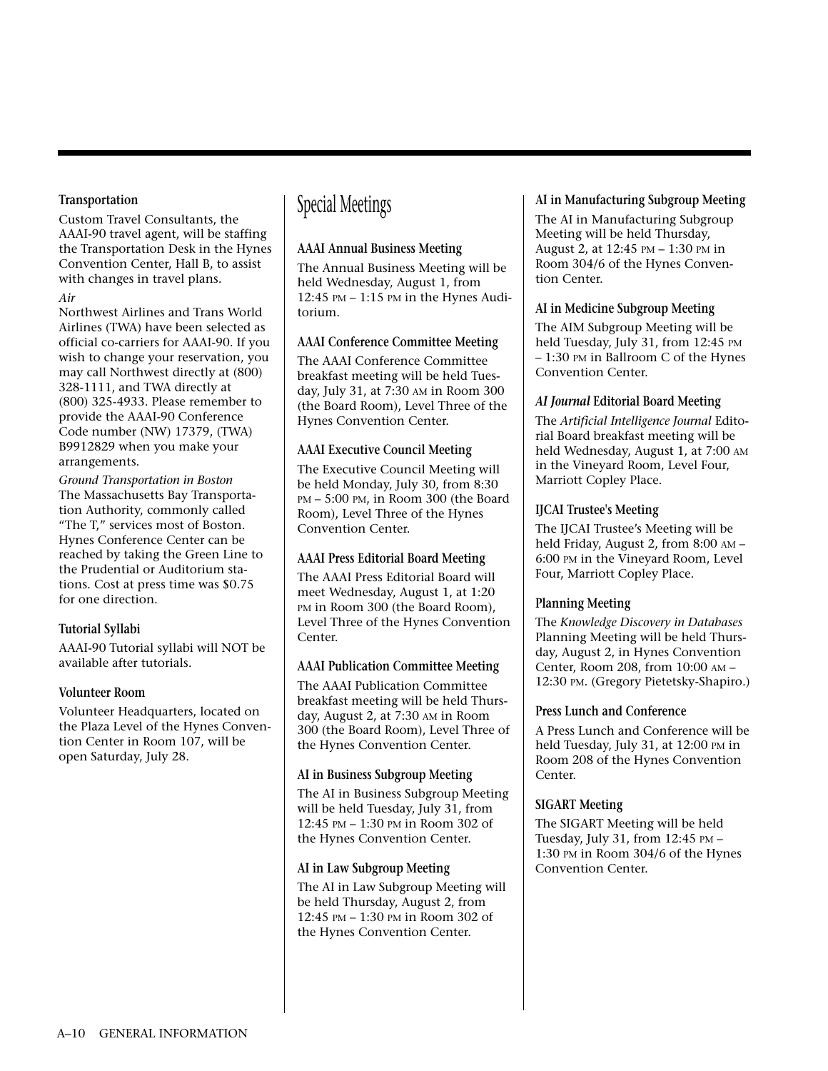### Transportation

Custom Travel Consultants, the AAAI-90 travel agent, will be staffing the Transportation Desk in the Hynes Convention Center, Hall B, to assist with changes in travel plans.

*Air*
Northwest Airlines and Trans World Airlines (TWA) have been selected as official co-carriers for AAAI-90. If you wish to change your reservation, you may call Northwest directly at (800) 328-1111, and TWA directly at (800) 325-4933. Please remember to provide the AAAI-90 Conference Code number (NW) 17379, (TWA) B9912829 when you make your arrangements.

*Ground Transportation in Boston*
The Massachusetts Bay Transportation Authority, commonly called "The T," services most of Boston. Hynes Conference Center can be reached by taking the Green Line to the Prudential or Auditorium stations. Cost at press time was $0.75 for one direction.

### Tutorial Syllabi

AAAI-90 Tutorial syllabi will NOT be available after tutorials.

### Volunteer Room

Volunteer Headquarters, located on the Plaza Level of the Hynes Convention Center in Room 107, will be open Saturday, July 28.

## Special Meetings

### AAAI Annual Business Meeting

The Annual Business Meeting will be held Wednesday, August 1, from 12:45 PM – 1:15 PM in the Hynes Auditorium.

### AAAI Conference Committee Meeting

The AAAI Conference Committee breakfast meeting will be held Tuesday, July 31, at 7:30 AM in Room 300 (the Board Room), Level Three of the Hynes Convention Center.

### AAAI Executive Council Meeting

The Executive Council Meeting will be held Monday, July 30, from 8:30 PM – 5:00 PM, in Room 300 (the Board Room), Level Three of the Hynes Convention Center.

### AAAI Press Editorial Board Meeting

The AAAI Press Editorial Board will meet Wednesday, August 1, at 1:20 PM in Room 300 (the Board Room), Level Three of the Hynes Convention Center.

### AAAI Publication Committee Meeting

The AAAI Publication Committee breakfast meeting will be held Thursday, August 2, at 7:30 AM in Room 300 (the Board Room), Level Three of the Hynes Convention Center.

### AI in Business Subgroup Meeting

The AI in Business Subgroup Meeting will be held Tuesday, July 31, from 12:45 PM – 1:30 PM in Room 302 of the Hynes Convention Center.

### AI in Law Subgroup Meeting

The AI in Law Subgroup Meeting will be held Thursday, August 2, from 12:45 PM – 1:30 PM in Room 302 of the Hynes Convention Center.

### AI in Manufacturing Subgroup Meeting

The AI in Manufacturing Subgroup Meeting will be held Thursday, August 2, at 12:45 PM – 1:30 PM in Room 304/6 of the Hynes Convention Center.

### AI in Medicine Subgroup Meeting

The AIM Subgroup Meeting will be held Tuesday, July 31, from 12:45 PM – 1:30 PM in Ballroom C of the Hynes Convention Center.

### *AI Journal* Editorial Board Meeting

The *Artificial Intelligence Journal* Editorial Board breakfast meeting will be held Wednesday, August 1, at 7:00 AM in the Vineyard Room, Level Four, Marriott Copley Place.

### IJCAI Trustee's Meeting

The IJCAI Trustee's Meeting will be held Friday, August 2, from 8:00 AM – 6:00 PM in the Vineyard Room, Level Four, Marriott Copley Place.

### Planning Meeting

The *Knowledge Discovery in Databases* Planning Meeting will be held Thursday, August 2, in Hynes Convention Center, Room 208, from 10:00 AM – 12:30 PM. (Gregory Pietetsky-Shapiro.)

### Press Lunch and Conference

A Press Lunch and Conference will be held Tuesday, July 31, at 12:00 PM in Room 208 of the Hynes Convention Center.

### SIGART Meeting

The SIGART Meeting will be held Tuesday, July 31, from 12:45 PM – 1:30 PM in Room 304/6 of the Hynes Convention Center.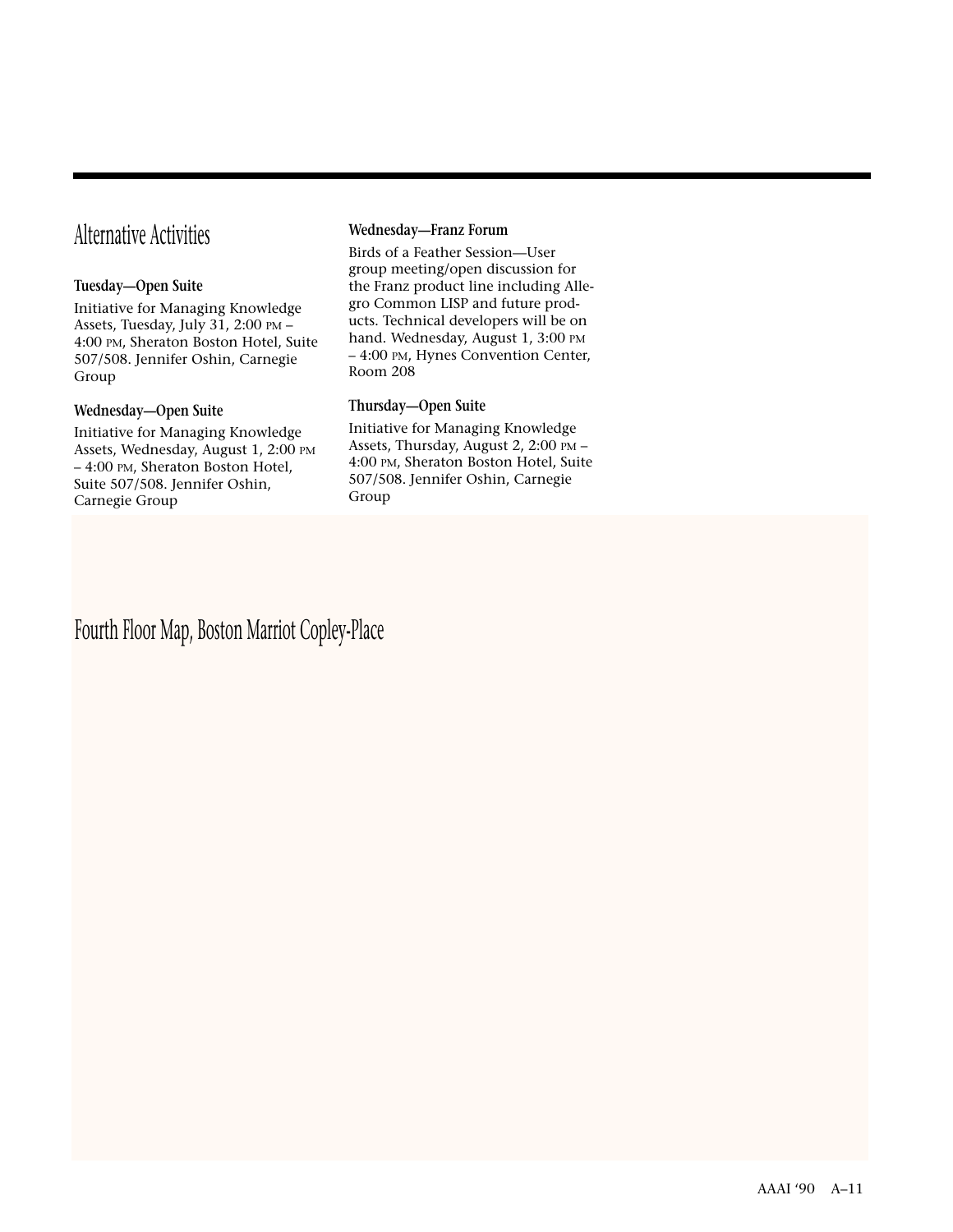# Alternative Activities

### Tuesday—Open Suite

Initiative for Managing Knowledge Assets, Tuesday, July 31, 2:00 PM – 4:00 PM, Sheraton Boston Hotel, Suite 507/508. Jennifer Oshin, Carnegie Group

### Wednesday—Open Suite

Initiative for Managing Knowledge Assets, Wednesday, August 1, 2:00 PM – 4:00 PM, Sheraton Boston Hotel, Suite 507/508. Jennifer Oshin, Carnegie Group

### Wednesday—Franz Forum

Birds of a Feather Session—User group meeting/open discussion for the Franz product line including Allegro Common LISP and future products. Technical developers will be on hand. Wednesday, August 1, 3:00 PM – 4:00 PM, Hynes Convention Center, Room 208

### Thursday—Open Suite

Initiative for Managing Knowledge Assets, Thursday, August 2, 2:00 PM – 4:00 PM, Sheraton Boston Hotel, Suite 507/508. Jennifer Oshin, Carnegie Group

# Fourth Floor Map, Boston Marriot Copley-Place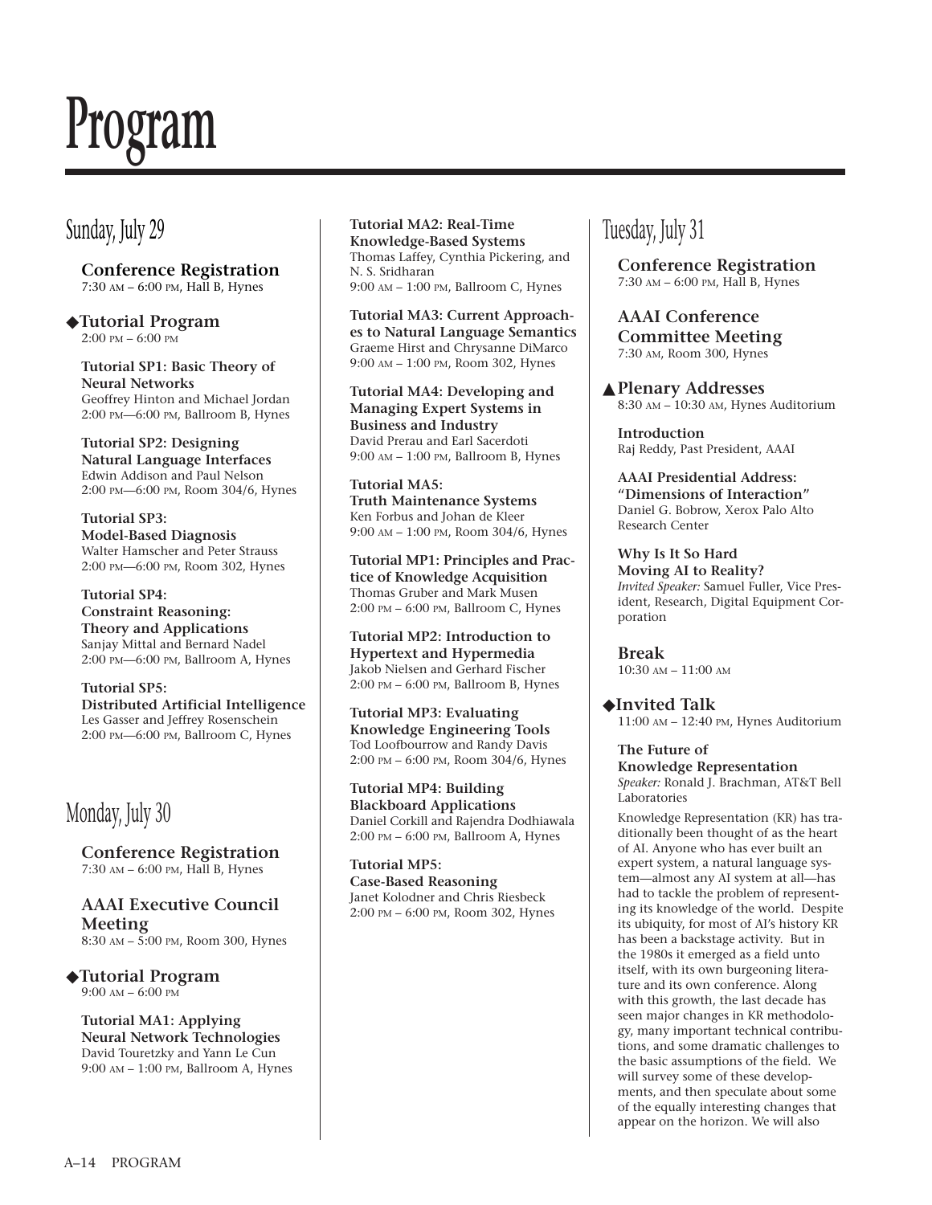# Program

## Sunday, July 29

### Conference Registration
7:30 AM – 6:00 PM, Hall B, Hynes

### ◆Tutorial Program
2:00 PM – 6:00 PM

**Tutorial SP1: Basic Theory of Neural Networks**
Geoffrey Hinton and Michael Jordan
2:00 PM—6:00 PM, Ballroom B, Hynes

**Tutorial SP2: Designing Natural Language Interfaces**
Edwin Addison and Paul Nelson
2:00 PM—6:00 PM, Room 304/6, Hynes

**Tutorial SP3: Model-Based Diagnosis**
Walter Hamscher and Peter Strauss
2:00 PM—6:00 PM, Room 302, Hynes

**Tutorial SP4: Constraint Reasoning: Theory and Applications**
Sanjay Mittal and Bernard Nadel
2:00 PM—6:00 PM, Ballroom A, Hynes

**Tutorial SP5: Distributed Artificial Intelligence**
Les Gasser and Jeffrey Rosenschein
2:00 PM—6:00 PM, Ballroom C, Hynes

## Monday, July 30

### Conference Registration
7:30 AM – 6:00 PM, Hall B, Hynes

### AAAI Executive Council Meeting
8:30 AM – 5:00 PM, Room 300, Hynes

### ◆Tutorial Program
9:00 AM – 6:00 PM

**Tutorial MA1: Applying Neural Network Technologies**
David Touretzky and Yann Le Cun
9:00 AM – 1:00 PM, Ballroom A, Hynes

**Tutorial MA2: Real-Time Knowledge-Based Systems**
Thomas Laffey, Cynthia Pickering, and N. S. Sridharan
9:00 AM – 1:00 PM, Ballroom C, Hynes

**Tutorial MA3: Current Approaches to Natural Language Semantics**
Graeme Hirst and Chrysanne DiMarco
9:00 AM – 1:00 PM, Room 302, Hynes

**Tutorial MA4: Developing and Managing Expert Systems in Business and Industry**
David Prerau and Earl Sacerdoti
9:00 AM – 1:00 PM, Ballroom B, Hynes

**Tutorial MA5: Truth Maintenance Systems**
Ken Forbus and Johan de Kleer
9:00 AM – 1:00 PM, Room 304/6, Hynes

**Tutorial MP1: Principles and Practice of Knowledge Acquisition**
Thomas Gruber and Mark Musen
2:00 PM – 6:00 PM, Ballroom C, Hynes

**Tutorial MP2: Introduction to Hypertext and Hypermedia**
Jakob Nielsen and Gerhard Fischer
2:00 PM – 6:00 PM, Ballroom B, Hynes

**Tutorial MP3: Evaluating Knowledge Engineering Tools**
Tod Loofbourrow and Randy Davis
2:00 PM – 6:00 PM, Room 304/6, Hynes

**Tutorial MP4: Building Blackboard Applications**
Daniel Corkill and Rajendra Dodhiawala
2:00 PM – 6:00 PM, Ballroom A, Hynes

**Tutorial MP5: Case-Based Reasoning**
Janet Kolodner and Chris Riesbeck
2:00 PM – 6:00 PM, Room 302, Hynes

## Tuesday, July 31

### Conference Registration
7:30 AM – 6:00 PM, Hall B, Hynes

### AAAI Conference Committee Meeting
7:30 AM, Room 300, Hynes

### ▲Plenary Addresses
8:30 AM – 10:30 AM, Hynes Auditorium

**Introduction**
Raj Reddy, Past President, AAAI

**AAAI Presidential Address: "Dimensions of Interaction"**
Daniel G. Bobrow, Xerox Palo Alto Research Center

**Why Is It So Hard Moving AI to Reality?**
*Invited Speaker:* Samuel Fuller, Vice President, Research, Digital Equipment Corporation

### Break
10:30 AM – 11:00 AM

### ◆Invited Talk
11:00 AM – 12:40 PM, Hynes Auditorium

**The Future of Knowledge Representation**
*Speaker:* Ronald J. Brachman, AT&T Bell Laboratories

Knowledge Representation (KR) has traditionally been thought of as the heart of AI. Anyone who has ever built an expert system, a natural language system—almost any AI system at all—has had to tackle the problem of representing its knowledge of the world. Despite its ubiquity, for most of AI's history KR has been a backstage activity. But in the 1980s it emerged as a field unto itself, with its own burgeoning literature and its own conference. Along with this growth, the last decade has seen major changes in KR methodology, many important technical contributions, and some dramatic challenges to the basic assumptions of the field. We will survey some of these developments, and then speculate about some of the equally interesting changes that appear on the horizon. We will also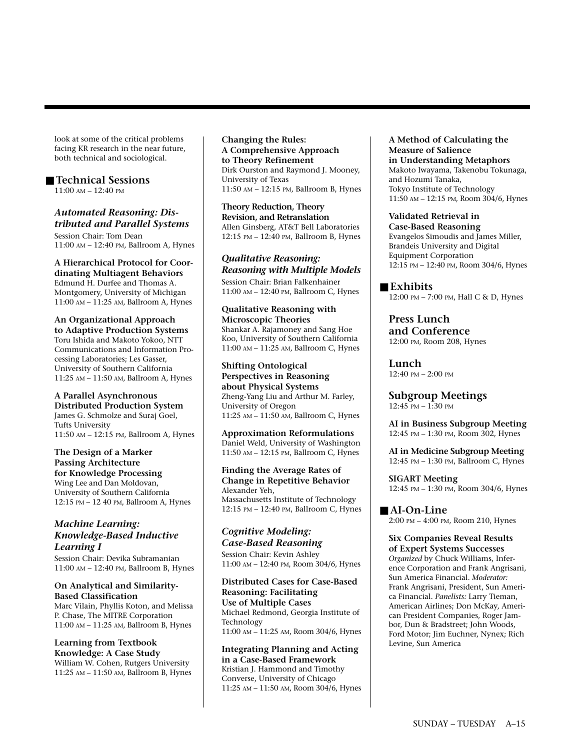look at some of the critical problems facing KR research in the near future, both technical and sociological.

## Technical Sessions

11:00 AM – 12:40 PM

### *Automated Reasoning: Distributed and Parallel Systems*

Session Chair: Tom Dean
11:00 AM – 12:40 PM, Ballroom A, Hynes

**A Hierarchical Protocol for Coordinating Multiagent Behaviors**
Edmund H. Durfee and Thomas A. Montgomery, University of Michigan
11:00 AM – 11:25 AM, Ballroom A, Hynes

**An Organizational Approach to Adaptive Production Systems**
Toru Ishida and Makoto Yokoo, NTT Communications and Information Processing Laboratories; Les Gasser, University of Southern California
11:25 AM – 11:50 AM, Ballroom A, Hynes

**A Parallel Asynchronous Distributed Production System**
James G. Schmolze and Suraj Goel, Tufts University
11:50 AM – 12:15 PM, Ballroom A, Hynes

**The Design of a Marker Passing Architecture for Knowledge Processing**
Wing Lee and Dan Moldovan, University of Southern California
12:15 PM – 12 40 PM, Ballroom A, Hynes

### *Machine Learning: Knowledge-Based Inductive Learning I*

Session Chair: Devika Subramanian
11:00 AM – 12:40 PM, Ballroom B, Hynes

**On Analytical and Similarity-Based Classification**
Marc Vilain, Phyllis Koton, and Melissa P. Chase, The MITRE Corporation
11:00 AM – 11:25 AM, Ballroom B, Hynes

**Learning from Textbook Knowledge: A Case Study**
William W. Cohen, Rutgers University
11:25 AM – 11:50 AM, Ballroom B, Hynes

**Changing the Rules: A Comprehensive Approach to Theory Refinement**
Dirk Ourston and Raymond J. Mooney, University of Texas
11:50 AM – 12:15 PM, Ballroom B, Hynes

**Theory Reduction, Theory Revision, and Retranslation**
Allen Ginsberg, AT&T Bell Laboratories
12:15 PM – 12:40 PM, Ballroom B, Hynes

### *Qualitative Reasoning: Reasoning with Multiple Models*

Session Chair: Brian Falkenhainer
11:00 AM – 12:40 PM, Ballroom C, Hynes

**Qualitative Reasoning with Microscopic Theories**
Shankar A. Rajamoney and Sang Hoe Koo, University of Southern California
11:00 AM – 11:25 AM, Ballroom C, Hynes

**Shifting Ontological Perspectives in Reasoning about Physical Systems**
Zheng-Yang Liu and Arthur M. Farley, University of Oregon
11:25 AM – 11:50 AM, Ballroom C, Hynes

**Approximation Reformulations**
Daniel Weld, University of Washington
11:50 AM – 12:15 PM, Ballroom C, Hynes

**Finding the Average Rates of Change in Repetitive Behavior**
Alexander Yeh, Massachusetts Institute of Technology
12:15 PM – 12:40 PM, Ballroom C, Hynes

### *Cognitive Modeling: Case-Based Reasoning*

Session Chair: Kevin Ashley
11:00 AM – 12:40 PM, Room 304/6, Hynes

**Distributed Cases for Case-Based Reasoning: Facilitating Use of Multiple Cases**
Michael Redmond, Georgia Institute of Technology
11:00 AM – 11:25 AM, Room 304/6, Hynes

**Integrating Planning and Acting in a Case-Based Framework**
Kristian J. Hammond and Timothy Converse, University of Chicago
11:25 AM – 11:50 AM, Room 304/6, Hynes

**A Method of Calculating the Measure of Salience in Understanding Metaphors**
Makoto Iwayama, Takenobu Tokunaga, and Hozumi Tanaka, Tokyo Institute of Technology
11:50 AM – 12:15 PM, Room 304/6, Hynes

**Validated Retrieval in Case-Based Reasoning**
Evangelos Simoudis and James Miller, Brandeis University and Digital Equipment Corporation
12:15 PM – 12:40 PM, Room 304/6, Hynes

## Exhibits

12:00 PM – 7:00 PM, Hall C & D, Hynes

### Press Lunch and Conference

12:00 PM, Room 208, Hynes

### Lunch

12:40 PM – 2:00 PM

### Subgroup Meetings

12:45 PM – 1:30 PM

**AI in Business Subgroup Meeting**
12:45 PM – 1:30 PM, Room 302, Hynes

**AI in Medicine Subgroup Meeting**
12:45 PM – 1:30 PM, Ballroom C, Hynes

**SIGART Meeting**
12:45 PM – 1:30 PM, Room 304/6, Hynes

## AI-On-Line

2:00 PM – 4:00 PM, Room 210, Hynes

**Six Companies Reveal Results of Expert Systems Successes**
*Organized* by Chuck Williams, Inference Corporation and Frank Angrisani, Sun America Financial. *Moderator:* Frank Angrisani, President, Sun America Financial. *Panelists:* Larry Tieman, American Airlines; Don McKay, American President Companies, Roger Jambor, Dun & Bradstreet; John Woods, Ford Motor; Jim Euchner, Nynex; Rich Levine, Sun America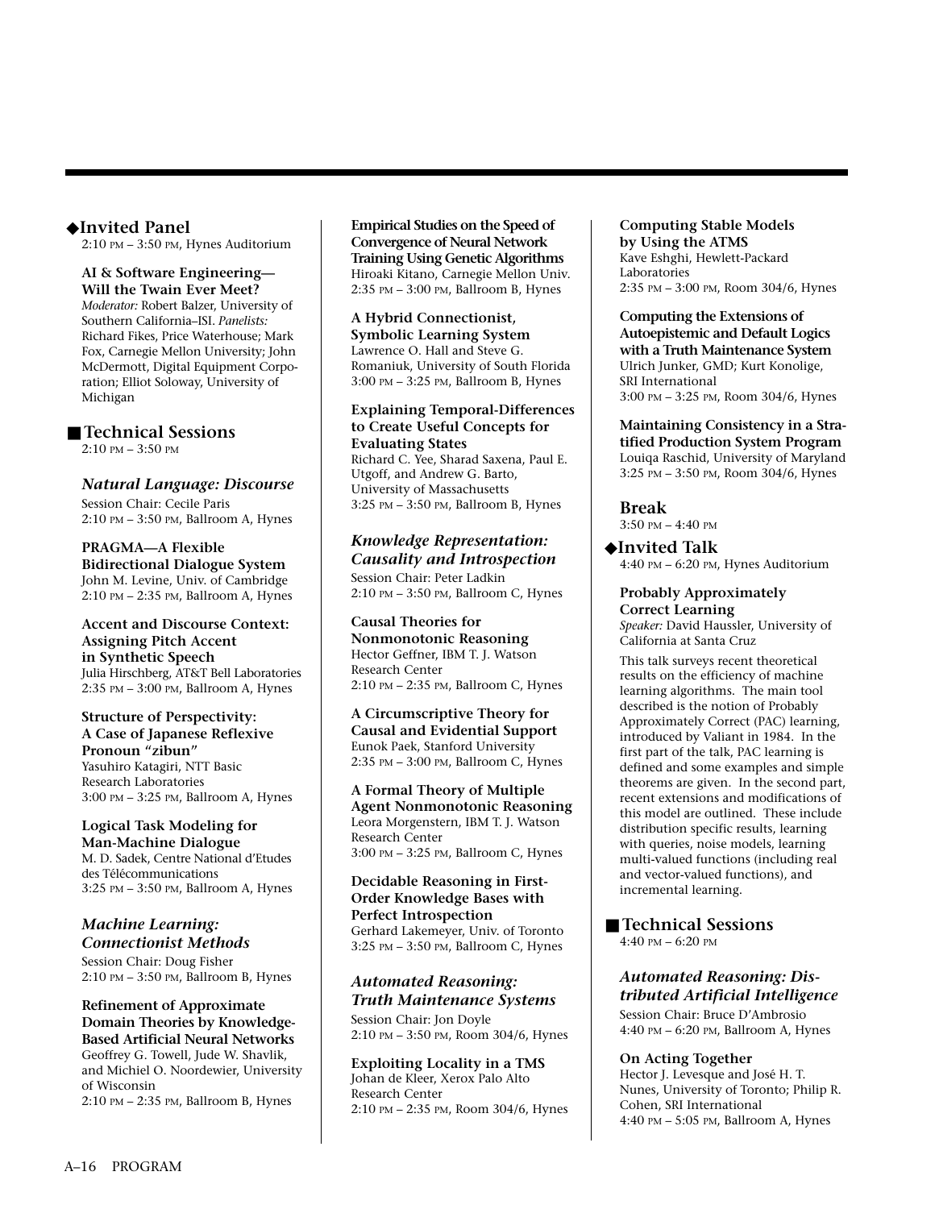## ◆Invited Panel

2:10 PM – 3:50 PM, Hynes Auditorium

**AI & Software Engineering—Will the Twain Ever Meet?**
*Moderator:* Robert Balzer, University of Southern California–ISI. *Panelists:* Richard Fikes, Price Waterhouse; Mark Fox, Carnegie Mellon University; John McDermott, Digital Equipment Corporation; Elliot Soloway, University of Michigan

## ■Technical Sessions

2:10 PM – 3:50 PM

### *Natural Language: Discourse*

Session Chair: Cecile Paris
2:10 PM – 3:50 PM, Ballroom A, Hynes

**PRAGMA—A Flexible Bidirectional Dialogue System**
John M. Levine, Univ. of Cambridge
2:10 PM – 2:35 PM, Ballroom A, Hynes

**Accent and Discourse Context: Assigning Pitch Accent in Synthetic Speech**
Julia Hirschberg, AT&T Bell Laboratories
2:35 PM – 3:00 PM, Ballroom A, Hynes

**Structure of Perspectivity: A Case of Japanese Reflexive Pronoun "zibun"**
Yasuhiro Katagiri, NTT Basic Research Laboratories
3:00 PM – 3:25 PM, Ballroom A, Hynes

**Logical Task Modeling for Man-Machine Dialogue**
M. D. Sadek, Centre National d'Etudes des Télécommunications
3:25 PM – 3:50 PM, Ballroom A, Hynes

### *Machine Learning: Connectionist Methods*

Session Chair: Doug Fisher
2:10 PM – 3:50 PM, Ballroom B, Hynes

**Refinement of Approximate Domain Theories by Knowledge-Based Artificial Neural Networks**
Geoffrey G. Towell, Jude W. Shavlik, and Michiel O. Noordewier, University of Wisconsin
2:10 PM – 2:35 PM, Ballroom B, Hynes

**Empirical Studies on the Speed of Convergence of Neural Network Training Using Genetic Algorithms**
Hiroaki Kitano, Carnegie Mellon Univ.
2:35 PM – 3:00 PM, Ballroom B, Hynes

**A Hybrid Connectionist, Symbolic Learning System**
Lawrence O. Hall and Steve G. Romaniuk, University of South Florida
3:00 PM – 3:25 PM, Ballroom B, Hynes

**Explaining Temporal-Differences to Create Useful Concepts for Evaluating States**
Richard C. Yee, Sharad Saxena, Paul E. Utgoff, and Andrew G. Barto, University of Massachusetts
3:25 PM – 3:50 PM, Ballroom B, Hynes

### *Knowledge Representation: Causality and Introspection*

Session Chair: Peter Ladkin
2:10 PM – 3:50 PM, Ballroom C, Hynes

**Causal Theories for Nonmonotonic Reasoning**
Hector Geffner, IBM T. J. Watson Research Center
2:10 PM – 2:35 PM, Ballroom C, Hynes

**A Circumscriptive Theory for Causal and Evidential Support**
Eunok Paek, Stanford University
2:35 PM – 3:00 PM, Ballroom C, Hynes

**A Formal Theory of Multiple Agent Nonmonotonic Reasoning**
Leora Morgenstern, IBM T. J. Watson Research Center
3:00 PM – 3:25 PM, Ballroom C, Hynes

**Decidable Reasoning in First-Order Knowledge Bases with Perfect Introspection**
Gerhard Lakemeyer, Univ. of Toronto
3:25 PM – 3:50 PM, Ballroom C, Hynes

### *Automated Reasoning: Truth Maintenance Systems*

Session Chair: Jon Doyle
2:10 PM – 3:50 PM, Room 304/6, Hynes

**Exploiting Locality in a TMS**
Johan de Kleer, Xerox Palo Alto Research Center
2:10 PM – 2:35 PM, Room 304/6, Hynes

**Computing Stable Models by Using the ATMS**
Kave Eshghi, Hewlett-Packard Laboratories
2:35 PM – 3:00 PM, Room 304/6, Hynes

**Computing the Extensions of Autoepistemic and Default Logics with a Truth Maintenance System**
Ulrich Junker, GMD; Kurt Konolige, SRI International
3:00 PM – 3:25 PM, Room 304/6, Hynes

**Maintaining Consistency in a Stratified Production System Program**
Louiqa Raschid, University of Maryland
3:25 PM – 3:50 PM, Room 304/6, Hynes

## Break

3:50 PM – 4:40 PM

## ◆Invited Talk

4:40 PM – 6:20 PM, Hynes Auditorium

**Probably Approximately Correct Learning**
*Speaker:* David Haussler, University of California at Santa Cruz

This talk surveys recent theoretical results on the efficiency of machine learning algorithms. The main tool described is the notion of Probably Approximately Correct (PAC) learning, introduced by Valiant in 1984. In the first part of the talk, PAC learning is defined and some examples and simple theorems are given. In the second part, recent extensions and modifications of this model are outlined. These include distribution specific results, learning with queries, noise models, learning multi-valued functions (including real and vector-valued functions), and incremental learning.

## ■Technical Sessions

4:40 PM – 6:20 PM

### *Automated Reasoning: Distributed Artificial Intelligence*

Session Chair: Bruce D'Ambrosio
4:40 PM – 6:20 PM, Ballroom A, Hynes

**On Acting Together**
Hector J. Levesque and José H. T. Nunes, University of Toronto; Philip R. Cohen, SRI International
4:40 PM – 5:05 PM, Ballroom A, Hynes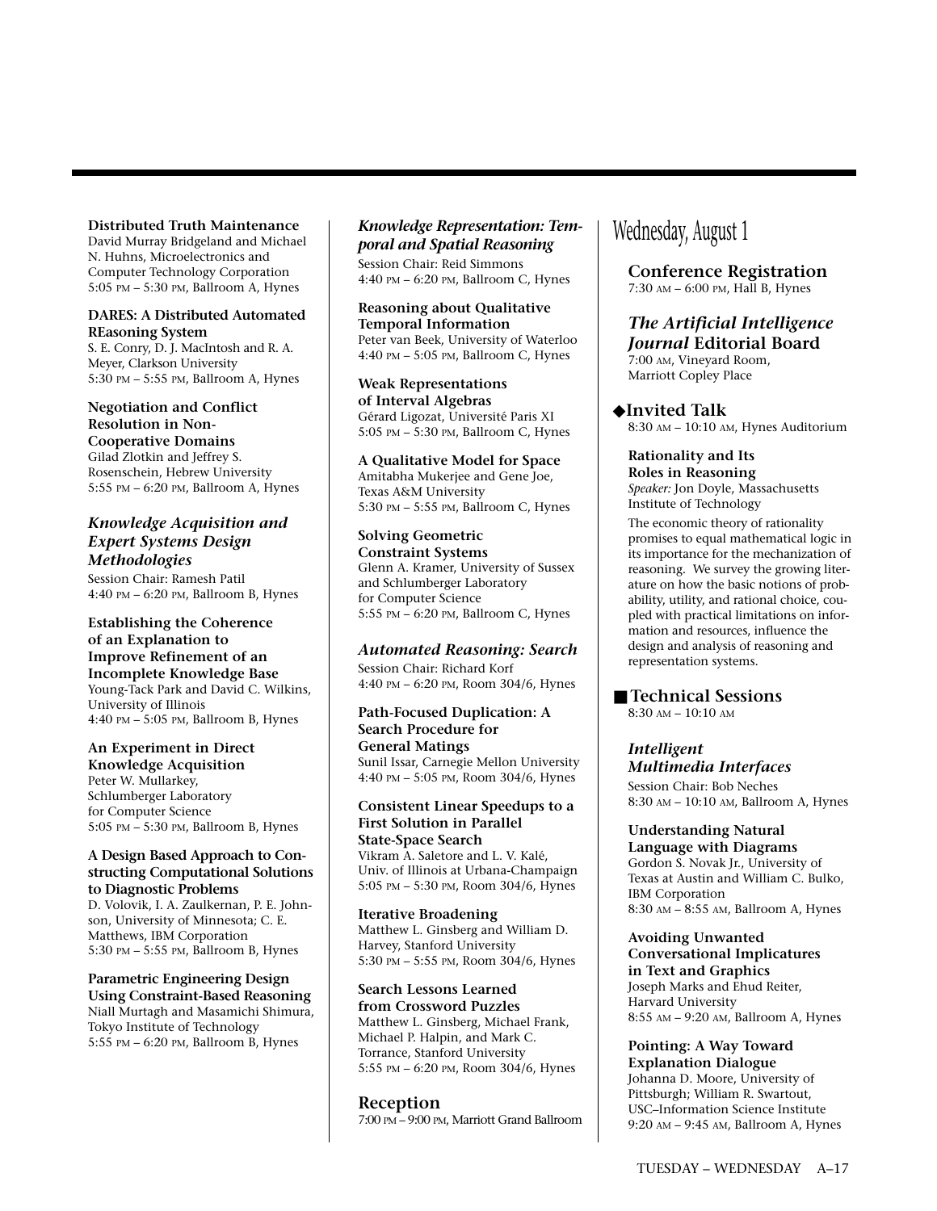**Distributed Truth Maintenance**
David Murray Bridgeland and Michael N. Huhns, Microelectronics and Computer Technology Corporation
5:05 PM – 5:30 PM, Ballroom A, Hynes

**DARES: A Distributed Automated REasoning System**
S. E. Conry, D. J. MacIntosh and R. A. Meyer, Clarkson University
5:30 PM – 5:55 PM, Ballroom A, Hynes

**Negotiation and Conflict Resolution in Non-Cooperative Domains**
Gilad Zlotkin and Jeffrey S. Rosenschein, Hebrew University
5:55 PM – 6:20 PM, Ballroom A, Hynes

### *Knowledge Acquisition and Expert Systems Design Methodologies*

Session Chair: Ramesh Patil
4:40 PM – 6:20 PM, Ballroom B, Hynes

**Establishing the Coherence of an Explanation to Improve Refinement of an Incomplete Knowledge Base**
Young-Tack Park and David C. Wilkins, University of Illinois
4:40 PM – 5:05 PM, Ballroom B, Hynes

**An Experiment in Direct Knowledge Acquisition**
Peter W. Mullarkey, Schlumberger Laboratory for Computer Science
5:05 PM – 5:30 PM, Ballroom B, Hynes

**A Design Based Approach to Constructing Computational Solutions to Diagnostic Problems**
D. Volovik, I. A. Zaulkernan, P. E. Johnson, University of Minnesota; C. E. Matthews, IBM Corporation
5:30 PM – 5:55 PM, Ballroom B, Hynes

**Parametric Engineering Design Using Constraint-Based Reasoning**
Niall Murtagh and Masamichi Shimura, Tokyo Institute of Technology
5:55 PM – 6:20 PM, Ballroom B, Hynes

### *Knowledge Representation: Temporal and Spatial Reasoning*

Session Chair: Reid Simmons
4:40 PM – 6:20 PM, Ballroom C, Hynes

**Reasoning about Qualitative Temporal Information**
Peter van Beek, University of Waterloo
4:40 PM – 5:05 PM, Ballroom C, Hynes

**Weak Representations of Interval Algebras**
Gérard Ligozat, Université Paris XI
5:05 PM – 5:30 PM, Ballroom C, Hynes

**A Qualitative Model for Space**
Amitabha Mukerjee and Gene Joe, Texas A&M University
5:30 PM – 5:55 PM, Ballroom C, Hynes

**Solving Geometric Constraint Systems**
Glenn A. Kramer, University of Sussex and Schlumberger Laboratory for Computer Science
5:55 PM – 6:20 PM, Ballroom C, Hynes

### *Automated Reasoning: Search*

Session Chair: Richard Korf
4:40 PM – 6:20 PM, Room 304/6, Hynes

**Path-Focused Duplication: A Search Procedure for General Matings**
Sunil Issar, Carnegie Mellon University
4:40 PM – 5:05 PM, Room 304/6, Hynes

**Consistent Linear Speedups to a First Solution in Parallel State-Space Search**
Vikram A. Saletore and L. V. Kalé, Univ. of Illinois at Urbana-Champaign
5:05 PM – 5:30 PM, Room 304/6, Hynes

**Iterative Broadening**
Matthew L. Ginsberg and William D. Harvey, Stanford University
5:30 PM – 5:55 PM, Room 304/6, Hynes

**Search Lessons Learned from Crossword Puzzles**
Matthew L. Ginsberg, Michael Frank, Michael P. Halpin, and Mark C. Torrance, Stanford University
5:55 PM – 6:20 PM, Room 304/6, Hynes

## Reception

7:00 PM – 9:00 PM, Marriott Grand Ballroom

# Wednesday, August 1

## Conference Registration

7:30 AM – 6:00 PM, Hall B, Hynes

## *The Artificial Intelligence Journal* Editorial Board

7:00 AM, Vineyard Room, Marriott Copley Place

## ◆Invited Talk

8:30 AM – 10:10 AM, Hynes Auditorium

**Rationality and Its Roles in Reasoning**
*Speaker:* Jon Doyle, Massachusetts Institute of Technology

The economic theory of rationality promises to equal mathematical logic in its importance for the mechanization of reasoning. We survey the growing literature on how the basic notions of probability, utility, and rational choice, coupled with practical limitations on information and resources, influence the design and analysis of reasoning and representation systems.

## ■ Technical Sessions

8:30 AM – 10:10 AM

### *Intelligent Multimedia Interfaces*

Session Chair: Bob Neches
8:30 AM – 10:10 AM, Ballroom A, Hynes

**Understanding Natural Language with Diagrams**
Gordon S. Novak Jr., University of Texas at Austin and William C. Bulko, IBM Corporation
8:30 AM – 8:55 AM, Ballroom A, Hynes

**Avoiding Unwanted Conversational Implicatures in Text and Graphics**
Joseph Marks and Ehud Reiter, Harvard University
8:55 AM – 9:20 AM, Ballroom A, Hynes

**Pointing: A Way Toward Explanation Dialogue**
Johanna D. Moore, University of Pittsburgh; William R. Swartout, USC–Information Science Institute
9:20 AM – 9:45 AM, Ballroom A, Hynes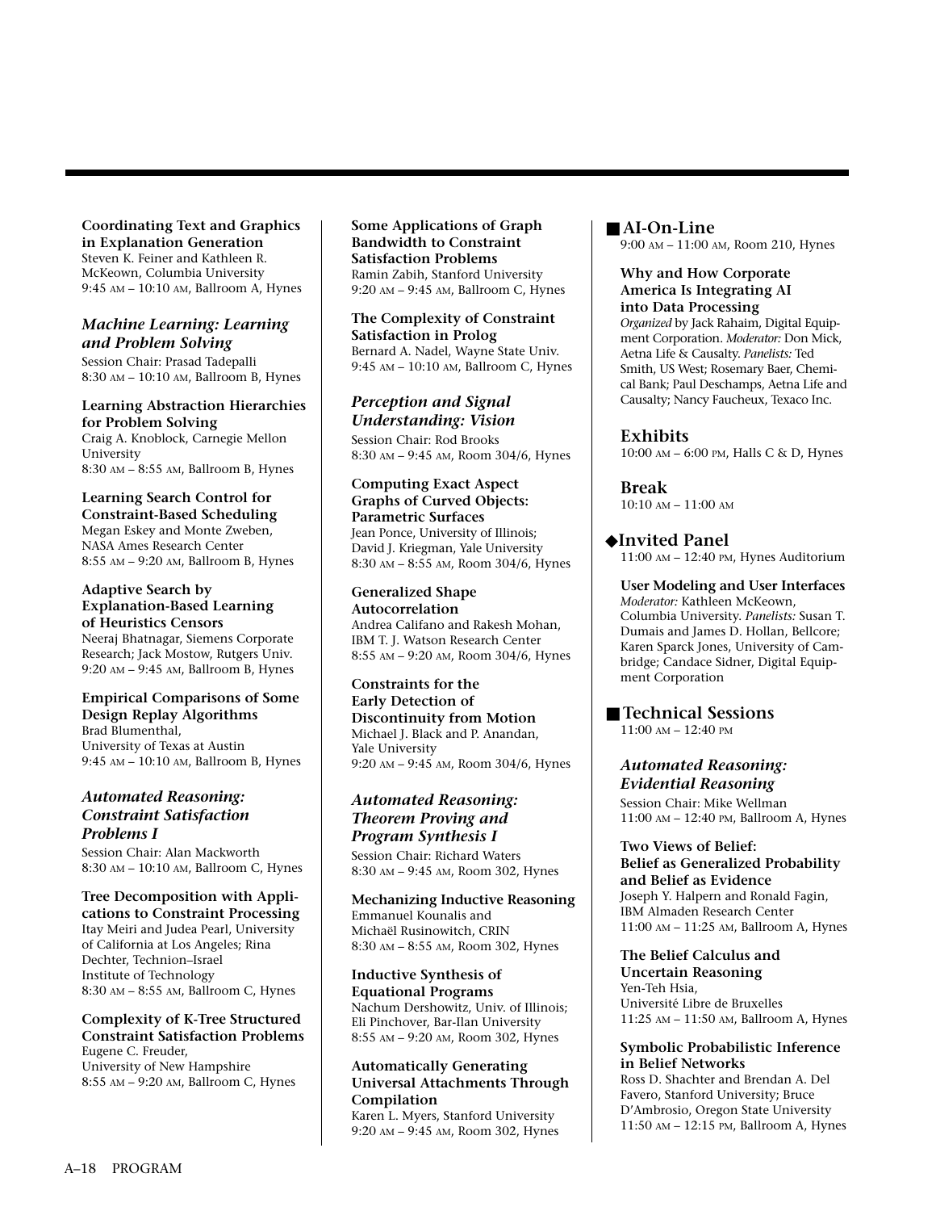**Coordinating Text and Graphics in Explanation Generation**
Steven K. Feiner and Kathleen R. McKeown, Columbia University
9:45 AM – 10:10 AM, Ballroom A, Hynes

### *Machine Learning: Learning and Problem Solving*

Session Chair: Prasad Tadepalli
8:30 AM – 10:10 AM, Ballroom B, Hynes

**Learning Abstraction Hierarchies for Problem Solving**
Craig A. Knoblock, Carnegie Mellon University
8:30 AM – 8:55 AM, Ballroom B, Hynes

**Learning Search Control for Constraint-Based Scheduling**
Megan Eskey and Monte Zweben, NASA Ames Research Center
8:55 AM – 9:20 AM, Ballroom B, Hynes

**Adaptive Search by Explanation-Based Learning of Heuristics Censors**
Neeraj Bhatnagar, Siemens Corporate Research; Jack Mostow, Rutgers Univ.
9:20 AM – 9:45 AM, Ballroom B, Hynes

**Empirical Comparisons of Some Design Replay Algorithms**
Brad Blumenthal, University of Texas at Austin
9:45 AM – 10:10 AM, Ballroom B, Hynes

### *Automated Reasoning: Constraint Satisfaction Problems I*

Session Chair: Alan Mackworth
8:30 AM – 10:10 AM, Ballroom C, Hynes

**Tree Decomposition with Applications to Constraint Processing**
Itay Meiri and Judea Pearl, University of California at Los Angeles; Rina Dechter, Technion–Israel Institute of Technology
8:30 AM – 8:55 AM, Ballroom C, Hynes

**Complexity of K-Tree Structured Constraint Satisfaction Problems**
Eugene C. Freuder, University of New Hampshire
8:55 AM – 9:20 AM, Ballroom C, Hynes

**Some Applications of Graph Bandwidth to Constraint Satisfaction Problems**
Ramin Zabih, Stanford University
9:20 AM – 9:45 AM, Ballroom C, Hynes

**The Complexity of Constraint Satisfaction in Prolog**
Bernard A. Nadel, Wayne State Univ.
9:45 AM – 10:10 AM, Ballroom C, Hynes

### *Perception and Signal Understanding: Vision*

Session Chair: Rod Brooks
8:30 AM – 9:45 AM, Room 304/6, Hynes

**Computing Exact Aspect Graphs of Curved Objects: Parametric Surfaces**
Jean Ponce, University of Illinois; David J. Kriegman, Yale University
8:30 AM – 8:55 AM, Room 304/6, Hynes

**Generalized Shape Autocorrelation**
Andrea Califano and Rakesh Mohan, IBM T. J. Watson Research Center
8:55 AM – 9:20 AM, Room 304/6, Hynes

**Constraints for the Early Detection of Discontinuity from Motion**
Michael J. Black and P. Anandan, Yale University
9:20 AM – 9:45 AM, Room 304/6, Hynes

### *Automated Reasoning: Theorem Proving and Program Synthesis I*

Session Chair: Richard Waters
8:30 AM – 9:45 AM, Room 302, Hynes

**Mechanizing Inductive Reasoning**
Emmanuel Kounalis and Michaël Rusinowitch, CRIN
8:30 AM – 8:55 AM, Room 302, Hynes

**Inductive Synthesis of Equational Programs**
Nachum Dershowitz, Univ. of Illinois; Eli Pinchover, Bar-Ilan University
8:55 AM – 9:20 AM, Room 302, Hynes

**Automatically Generating Universal Attachments Through Compilation**
Karen L. Myers, Stanford University
9:20 AM – 9:45 AM, Room 302, Hynes

## ■ AI-On-Line

9:00 AM – 11:00 AM, Room 210, Hynes

**Why and How Corporate America Is Integrating AI into Data Processing**
*Organized* by Jack Rahaim, Digital Equipment Corporation. *Moderator:* Don Mick, Aetna Life & Causalty. *Panelists:* Ted Smith, US West; Rosemary Baer, Chemical Bank; Paul Deschamps, Aetna Life and Causalty; Nancy Faucheux, Texaco Inc.

## Exhibits

10:00 AM – 6:00 PM, Halls C & D, Hynes

## Break

10:10 AM – 11:00 AM

## ◆ Invited Panel

11:00 AM – 12:40 PM, Hynes Auditorium

**User Modeling and User Interfaces**
*Moderator:* Kathleen McKeown, Columbia University. *Panelists:* Susan T. Dumais and James D. Hollan, Bellcore; Karen Sparck Jones, University of Cambridge; Candace Sidner, Digital Equipment Corporation

## ■ Technical Sessions

11:00 AM – 12:40 PM

### *Automated Reasoning: Evidential Reasoning*

Session Chair: Mike Wellman
11:00 AM – 12:40 PM, Ballroom A, Hynes

**Two Views of Belief: Belief as Generalized Probability and Belief as Evidence**
Joseph Y. Halpern and Ronald Fagin, IBM Almaden Research Center
11:00 AM – 11:25 AM, Ballroom A, Hynes

**The Belief Calculus and Uncertain Reasoning**
Yen-Teh Hsia, Université Libre de Bruxelles
11:25 AM – 11:50 AM, Ballroom A, Hynes

**Symbolic Probabilistic Inference in Belief Networks**
Ross D. Shachter and Brendan A. Del Favero, Stanford University; Bruce D'Ambrosio, Oregon State University
11:50 AM – 12:15 PM, Ballroom A, Hynes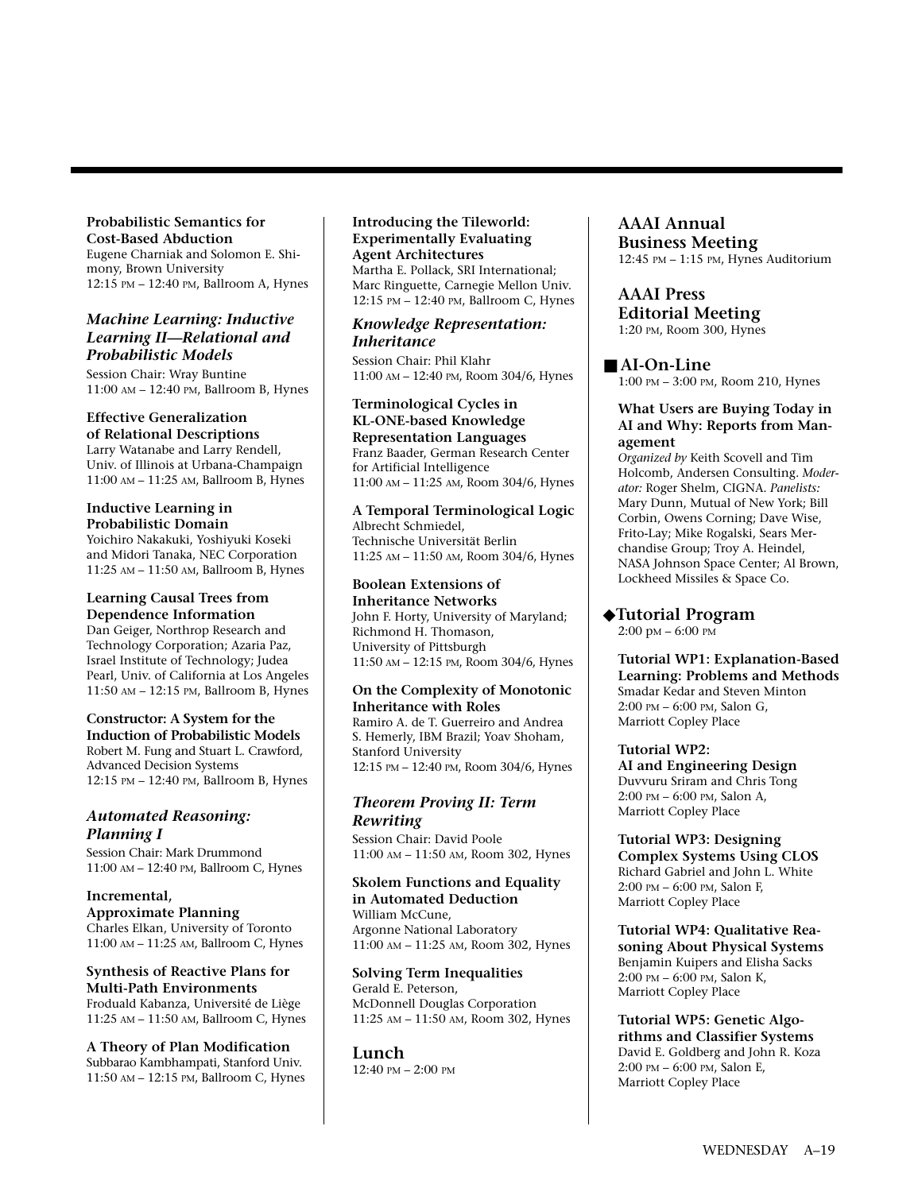**Probabilistic Semantics for Cost-Based Abduction**
Eugene Charniak and Solomon E. Shimony, Brown University
12:15 PM – 12:40 PM, Ballroom A, Hynes

### *Machine Learning: Inductive Learning II—Relational and Probabilistic Models*

Session Chair: Wray Buntine
11:00 AM – 12:40 PM, Ballroom B, Hynes

**Effective Generalization of Relational Descriptions**
Larry Watanabe and Larry Rendell, Univ. of Illinois at Urbana-Champaign
11:00 AM – 11:25 AM, Ballroom B, Hynes

**Inductive Learning in Probabilistic Domain**
Yoichiro Nakakuki, Yoshiyuki Koseki and Midori Tanaka, NEC Corporation
11:25 AM – 11:50 AM, Ballroom B, Hynes

**Learning Causal Trees from Dependence Information**
Dan Geiger, Northrop Research and Technology Corporation; Azaria Paz, Israel Institute of Technology; Judea Pearl, Univ. of California at Los Angeles
11:50 AM – 12:15 PM, Ballroom B, Hynes

**Constructor: A System for the Induction of Probabilistic Models**
Robert M. Fung and Stuart L. Crawford, Advanced Decision Systems
12:15 PM – 12:40 PM, Ballroom B, Hynes

### *Automated Reasoning: Planning I*

Session Chair: Mark Drummond
11:00 AM – 12:40 PM, Ballroom C, Hynes

**Incremental, Approximate Planning**
Charles Elkan, University of Toronto
11:00 AM – 11:25 AM, Ballroom C, Hynes

**Synthesis of Reactive Plans for Multi-Path Environments**
Froduald Kabanza, Université de Liège
11:25 AM – 11:50 AM, Ballroom C, Hynes

**A Theory of Plan Modification**
Subbarao Kambhampati, Stanford Univ.
11:50 AM – 12:15 PM, Ballroom C, Hynes

**Introducing the Tileworld: Experimentally Evaluating Agent Architectures**
Martha E. Pollack, SRI International; Marc Ringuette, Carnegie Mellon Univ.
12:15 PM – 12:40 PM, Ballroom C, Hynes

### *Knowledge Representation: Inheritance*

Session Chair: Phil Klahr
11:00 AM – 12:40 PM, Room 304/6, Hynes

**Terminological Cycles in KL-ONE-based Knowledge Representation Languages**
Franz Baader, German Research Center for Artificial Intelligence
11:00 AM – 11:25 AM, Room 304/6, Hynes

**A Temporal Terminological Logic**
Albrecht Schmiedel, Technische Universität Berlin
11:25 AM – 11:50 AM, Room 304/6, Hynes

**Boolean Extensions of Inheritance Networks**
John F. Horty, University of Maryland; Richmond H. Thomason, University of Pittsburgh
11:50 AM – 12:15 PM, Room 304/6, Hynes

**On the Complexity of Monotonic Inheritance with Roles**
Ramiro A. de T. Guerreiro and Andrea S. Hemerly, IBM Brazil; Yoav Shoham, Stanford University
12:15 PM – 12:40 PM, Room 304/6, Hynes

### *Theorem Proving II: Term Rewriting*

Session Chair: David Poole
11:00 AM – 11:50 AM, Room 302, Hynes

**Skolem Functions and Equality in Automated Deduction**
William McCune, Argonne National Laboratory
11:00 AM – 11:25 AM, Room 302, Hynes

**Solving Term Inequalities**
Gerald E. Peterson, McDonnell Douglas Corporation
11:25 AM – 11:50 AM, Room 302, Hynes

## Lunch

12:40 PM – 2:00 PM

## AAAI Annual Business Meeting

12:45 PM – 1:15 PM, Hynes Auditorium

## AAAI Press Editorial Meeting

1:20 PM, Room 300, Hynes

## ■ AI-On-Line

1:00 PM – 3:00 PM, Room 210, Hynes

**What Users are Buying Today in AI and Why: Reports from Management**
*Organized by* Keith Scovell and Tim Holcomb, Andersen Consulting. *Moderator:* Roger Shelm, CIGNA. *Panelists:* Mary Dunn, Mutual of New York; Bill Corbin, Owens Corning; Dave Wise, Frito-Lay; Mike Rogalski, Sears Merchandise Group; Troy A. Heindel, NASA Johnson Space Center; Al Brown, Lockheed Missiles & Space Co.

## ◆ Tutorial Program

2:00 PM – 6:00 PM

**Tutorial WP1: Explanation-Based Learning: Problems and Methods**
Smadar Kedar and Steven Minton
2:00 PM – 6:00 PM, Salon G, Marriott Copley Place

**Tutorial WP2: AI and Engineering Design**
Duvvuru Sriram and Chris Tong
2:00 PM – 6:00 PM, Salon A, Marriott Copley Place

**Tutorial WP3: Designing Complex Systems Using CLOS**
Richard Gabriel and John L. White
2:00 PM – 6:00 PM, Salon F, Marriott Copley Place

**Tutorial WP4: Qualitative Reasoning About Physical Systems**
Benjamin Kuipers and Elisha Sacks
2:00 PM – 6:00 PM, Salon K, Marriott Copley Place

**Tutorial WP5: Genetic Algorithms and Classifier Systems**
David E. Goldberg and John R. Koza
2:00 PM – 6:00 PM, Salon E, Marriott Copley Place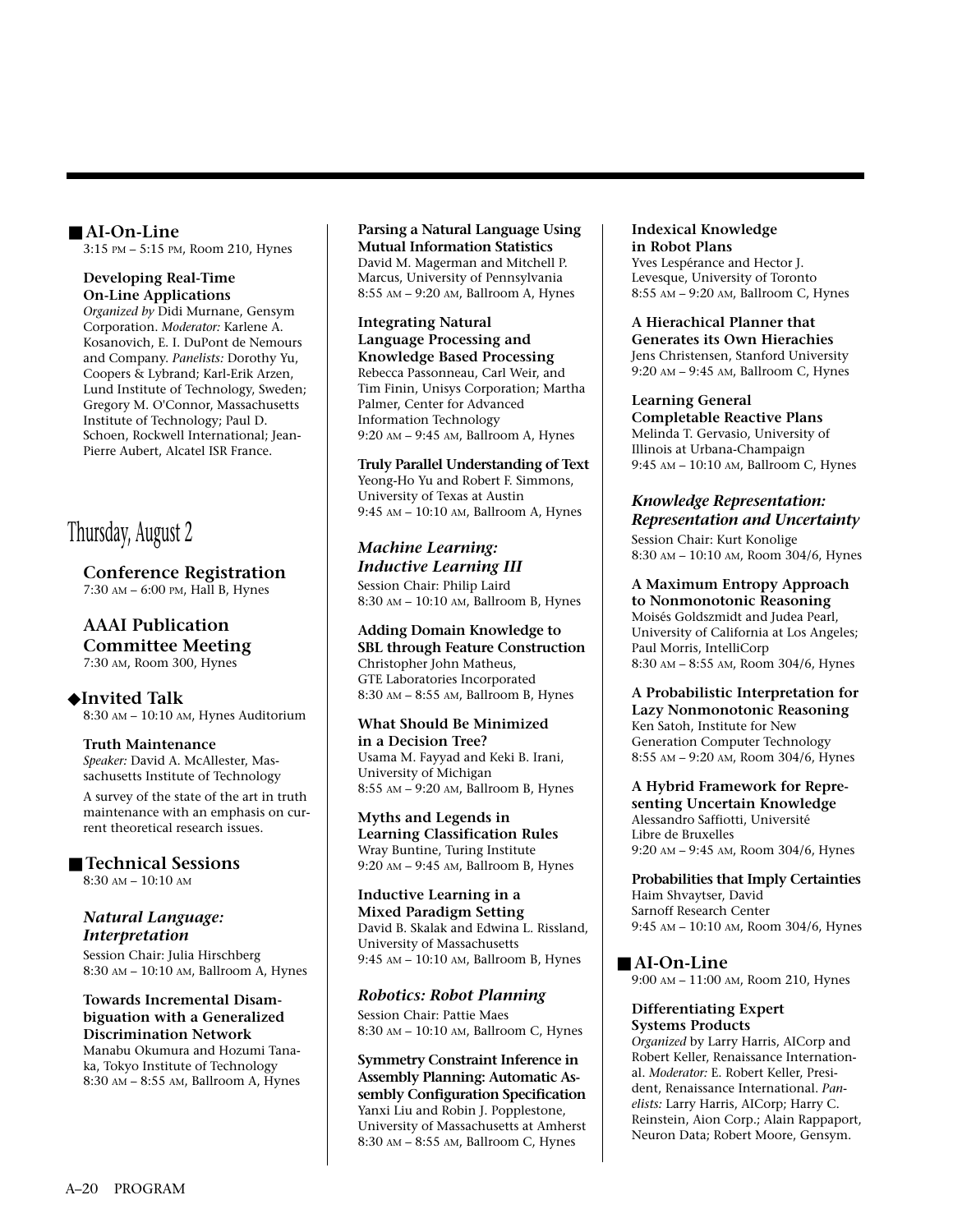## ■ AI-On-Line

3:15 PM – 5:15 PM, Room 210, Hynes

**Developing Real-Time On-Line Applications**
*Organized by* Didi Murnane, Gensym Corporation. *Moderator:* Karlene A. Kosanovich, E. I. DuPont de Nemours and Company. *Panelists:* Dorothy Yu, Coopers & Lybrand; Karl-Erik Arzen, Lund Institute of Technology, Sweden; Gregory M. O'Connor, Massachusetts Institute of Technology; Paul D. Schoen, Rockwell International; Jean-Pierre Aubert, Alcatel ISR France.

# Thursday, August 2

## Conference Registration

7:30 AM – 6:00 PM, Hall B, Hynes

## AAAI Publication Committee Meeting

7:30 AM, Room 300, Hynes

## ◆Invited Talk

8:30 AM – 10:10 AM, Hynes Auditorium

**Truth Maintenance**
*Speaker:* David A. McAllester, Massachusetts Institute of Technology

A survey of the state of the art in truth maintenance with an emphasis on current theoretical research issues.

## ■ Technical Sessions

8:30 AM – 10:10 AM

### *Natural Language: Interpretation*

Session Chair: Julia Hirschberg
8:30 AM – 10:10 AM, Ballroom A, Hynes

**Towards Incremental Disambiguation with a Generalized Discrimination Network**
Manabu Okumura and Hozumi Tanaka, Tokyo Institute of Technology
8:30 AM – 8:55 AM, Ballroom A, Hynes

**Parsing a Natural Language Using Mutual Information Statistics**
David M. Magerman and Mitchell P. Marcus, University of Pennsylvania
8:55 AM – 9:20 AM, Ballroom A, Hynes

**Integrating Natural Language Processing and Knowledge Based Processing**
Rebecca Passonneau, Carl Weir, and Tim Finin, Unisys Corporation; Martha Palmer, Center for Advanced Information Technology
9:20 AM – 9:45 AM, Ballroom A, Hynes

**Truly Parallel Understanding of Text**
Yeong-Ho Yu and Robert F. Simmons, University of Texas at Austin
9:45 AM – 10:10 AM, Ballroom A, Hynes

### *Machine Learning: Inductive Learning III*

Session Chair: Philip Laird
8:30 AM – 10:10 AM, Ballroom B, Hynes

**Adding Domain Knowledge to SBL through Feature Construction**
Christopher John Matheus, GTE Laboratories Incorporated
8:30 AM – 8:55 AM, Ballroom B, Hynes

**What Should Be Minimized in a Decision Tree?**
Usama M. Fayyad and Keki B. Irani, University of Michigan
8:55 AM – 9:20 AM, Ballroom B, Hynes

**Myths and Legends in Learning Classification Rules**
Wray Buntine, Turing Institute
9:20 AM – 9:45 AM, Ballroom B, Hynes

**Inductive Learning in a Mixed Paradigm Setting**
David B. Skalak and Edwina L. Rissland, University of Massachusetts
9:45 AM – 10:10 AM, Ballroom B, Hynes

### *Robotics: Robot Planning*

Session Chair: Pattie Maes
8:30 AM – 10:10 AM, Ballroom C, Hynes

**Symmetry Constraint Inference in Assembly Planning: Automatic Assembly Configuration Specification**
Yanxi Liu and Robin J. Popplestone, University of Massachusetts at Amherst
8:30 AM – 8:55 AM, Ballroom C, Hynes

**Indexical Knowledge in Robot Plans**
Yves Lespérance and Hector J. Levesque, University of Toronto
8:55 AM – 9:20 AM, Ballroom C, Hynes

**A Hierachical Planner that Generates its Own Hierachies**
Jens Christensen, Stanford University
9:20 AM – 9:45 AM, Ballroom C, Hynes

**Learning General Completable Reactive Plans**
Melinda T. Gervasio, University of Illinois at Urbana-Champaign
9:45 AM – 10:10 AM, Ballroom C, Hynes

### *Knowledge Representation: Representation and Uncertainty*

Session Chair: Kurt Konolige
8:30 AM – 10:10 AM, Room 304/6, Hynes

**A Maximum Entropy Approach to Nonmonotonic Reasoning**
Moisés Goldszmidt and Judea Pearl, University of California at Los Angeles; Paul Morris, IntelliCorp
8:30 AM – 8:55 AM, Room 304/6, Hynes

**A Probabilistic Interpretation for Lazy Nonmonotonic Reasoning**
Ken Satoh, Institute for New Generation Computer Technology
8:55 AM – 9:20 AM, Room 304/6, Hynes

**A Hybrid Framework for Representing Uncertain Knowledge**
Alessandro Saffiotti, Université Libre de Bruxelles
9:20 AM – 9:45 AM, Room 304/6, Hynes

**Probabilities that Imply Certainties**
Haim Shvaytser, David Sarnoff Research Center
9:45 AM – 10:10 AM, Room 304/6, Hynes

## ■ AI-On-Line

9:00 AM – 11:00 AM, Room 210, Hynes

**Differentiating Expert Systems Products**
*Organized* by Larry Harris, AICorp and Robert Keller, Renaissance International. *Moderator:* E. Robert Keller, President, Renaissance International. *Panelists:* Larry Harris, AICorp; Harry C. Reinstein, Aion Corp.; Alain Rappaport, Neuron Data; Robert Moore, Gensym.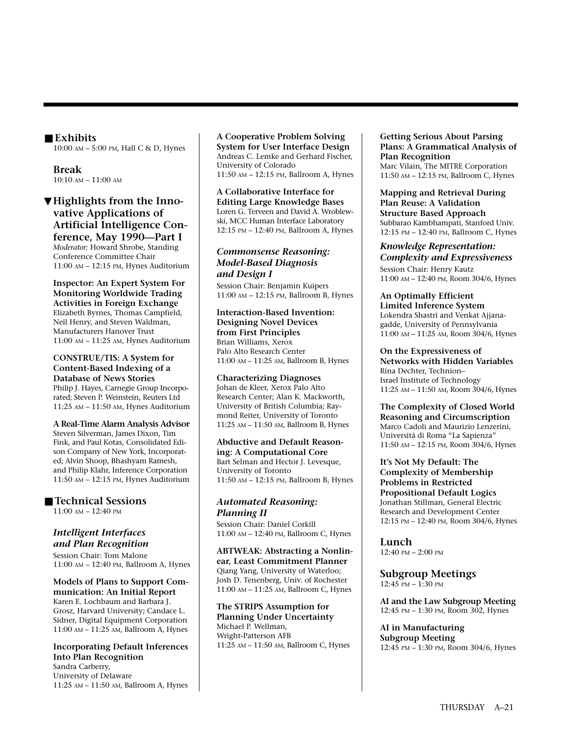## Exhibits

10:00 AM – 5:00 PM, Hall C & D, Hynes

### Break

10:10 AM – 11:00 AM

## Highlights from the Innovative Applications of Artificial Intelligence Conference, May 1990—Part I

*Moderator:* Howard Shrobe, Standing Conference Committee Chair
11:00 AM – 12:15 PM, Hynes Auditorium

**Inspector: An Expert System For Monitoring Worldwide Trading Activities in Foreign Exchange**
Elizabeth Byrnes, Thomas Campfield, Neil Henry, and Steven Waldman, Manufacturers Hanover Trust
11:00 AM – 11:25 AM, Hynes Auditorium

**CONSTRUE/TIS: A System for Content-Based Indexing of a Database of News Stories**
Philip J. Hayes, Carnegie Group Incorporated; Steven P. Weinstein, Reuters Ltd
11:25 AM – 11:50 AM, Hynes Auditorium

**A Real-Time Alarm Analysis Advisor**
Steven Silverman, James Dixon, Tim Fink, and Paul Kotas, Consolidated Edison Company of New York, Incorporated; Alvin Shoop, Bhashyam Ramesh, and Philip Klahr, Inference Corporation
11:50 AM – 12:15 PM, Hynes Auditorium

## Technical Sessions

11:00 AM – 12:40 PM

### *Intelligent Interfaces and Plan Recognition*

Session Chair: Tom Malone
11:00 AM – 12:40 PM, Ballroom A, Hynes

**Models of Plans to Support Communication: An Initial Report**
Karen E. Lochbaum and Barbara J. Grosz, Harvard University; Candace L. Sidner, Digital Equipment Corporation
11:00 AM – 11:25 AM, Ballroom A, Hynes

**Incorporating Default Inferences Into Plan Recognition**
Sandra Carberry, University of Delaware
11:25 AM – 11:50 AM, Ballroom A, Hynes

**A Cooperative Problem Solving System for User Interface Design**
Andreas C. Lemke and Gerhard Fischer, University of Colorado
11:50 AM – 12:15 PM, Ballroom A, Hynes

**A Collaborative Interface for Editing Large Knowledge Bases**
Loren G. Terveen and David A. Wroblewski, MCC Human Interface Laboratory
12:15 PM – 12:40 PM, Ballroom A, Hynes

### *Commonsense Reasoning: Model-Based Diagnosis and Design I*

Session Chair: Benjamin Kuipers
11:00 AM – 12:15 PM, Ballroom B, Hynes

**Interaction-Based Invention: Designing Novel Devices from First Principles**
Brian Williams, Xerox Palo Alto Research Center
11:00 AM – 11:25 AM, Ballroom B, Hynes

**Characterizing Diagnoses**
Johan de Kleer, Xerox Palo Alto Research Center; Alan K. Mackworth, University of British Columbia; Raymond Reiter, University of Toronto
11:25 AM – 11:50 AM, Ballroom B, Hynes

**Abductive and Default Reasoning: A Computational Core**
Bart Selman and Hector J. Levesque, University of Toronto
11:50 AM – 12:15 PM, Ballroom B, Hynes

### *Automated Reasoning: Planning II*

Session Chair: Daniel Corkill
11:00 AM – 12:40 PM, Ballroom C, Hynes

**ABTWEAK: Abstracting a Nonlinear, Least Commitment Planner**
Qiang Yang, University of Waterloo; Josh D. Tenenberg, Univ. of Rochester
11:00 AM – 11:25 AM, Ballroom C, Hynes

**The STRIPS Assumption for Planning Under Uncertainty**
Michael P. Wellman, Wright-Patterson AFB
11:25 AM – 11:50 AM, Ballroom C, Hynes

**Getting Serious About Parsing Plans: A Grammatical Analysis of Plan Recognition**
Marc Vilain, The MITRE Corporation
11:50 AM – 12:15 PM, Ballroom C, Hynes

**Mapping and Retrieval During Plan Reuse: A Validation Structure Based Approach**
Subbarao Kambhampati, Stanford Univ.
12:15 PM – 12:40 PM, Ballroom C, Hynes

### *Knowledge Representation: Complexity and Expressiveness*

Session Chair: Henry Kautz
11:00 AM – 12:40 PM, Room 304/6, Hynes

**An Optimally Efficient Limited Inference System**
Lokendra Shastri and Venkat Ajjanagadde, University of Pennsylvania
11:00 AM – 11:25 AM, Room 304/6, Hynes

**On the Expressiveness of Networks with Hidden Variables**
Rina Dechter, Technion–Israel Institute of Technology
11:25 AM – 11:50 AM, Room 304/6, Hynes

**The Complexity of Closed World Reasoning and Circumscription**
Marco Cadoli and Maurizio Lenzerini, Università di Roma "La Sapienza"
11:50 AM – 12:15 PM, Room 304/6, Hynes

**It's Not My Default: The Complexity of Membership Problems in Restricted Propositional Default Logics**
Jonathan Stillman, General Electric Research and Development Center
12:15 PM – 12:40 PM, Room 304/6, Hynes

### Lunch

12:40 PM – 2:00 PM

### Subgroup Meetings

12:45 PM – 1:30 PM

**AI and the Law Subgroup Meeting**
12:45 PM – 1:30 PM, Room 302, Hynes

**AI in Manufacturing Subgroup Meeting**
12:45 PM – 1:30 PM, Room 304/6, Hynes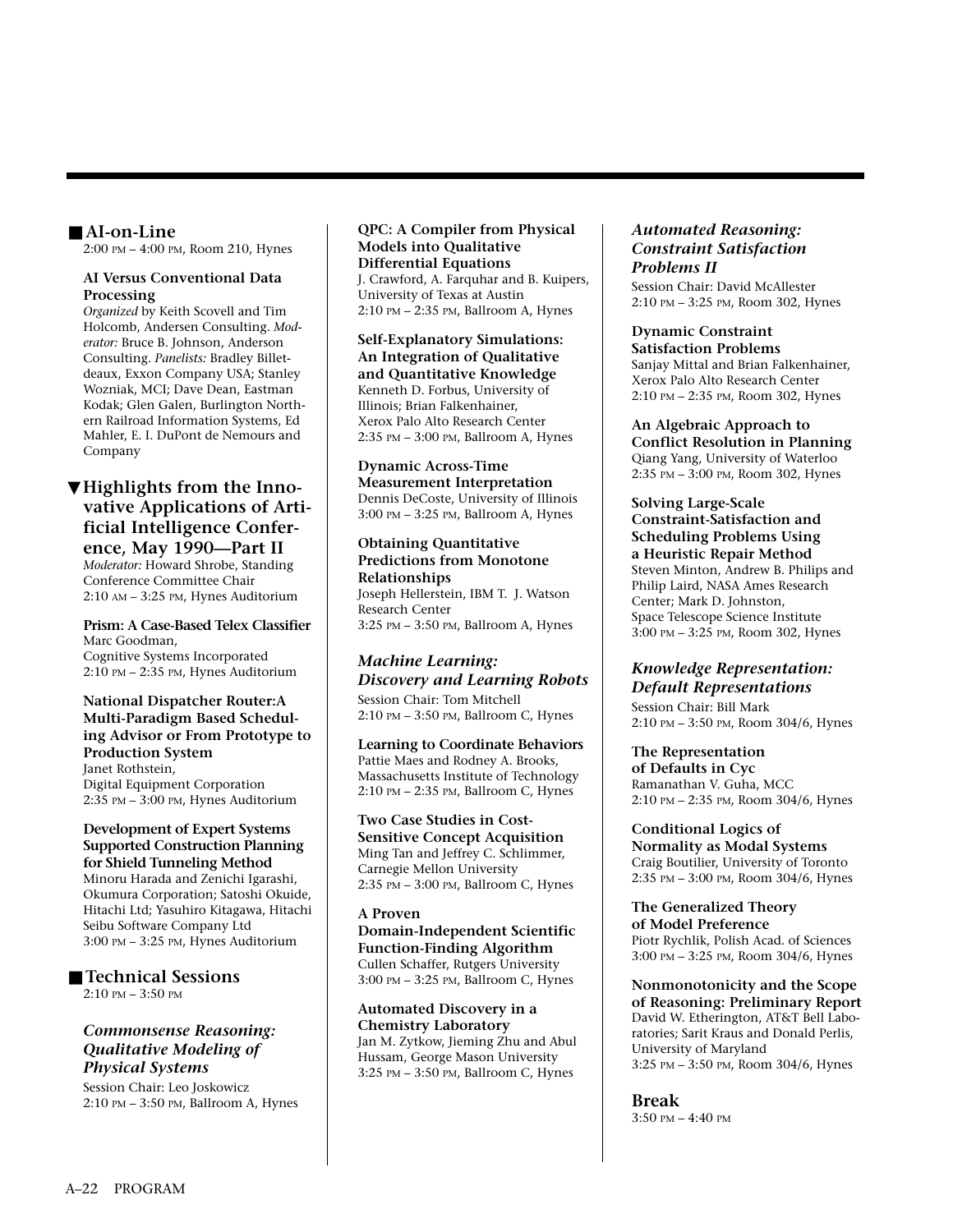## ■ AI-on-Line

2:00 PM – 4:00 PM, Room 210, Hynes

**AI Versus Conventional Data Processing**
*Organized* by Keith Scovell and Tim Holcomb, Andersen Consulting. *Moderator:* Bruce B. Johnson, Anderson Consulting. *Panelists:* Bradley Billetdeaux, Exxon Company USA; Stanley Wozniak, MCI; Dave Dean, Eastman Kodak; Glen Galen, Burlington Northern Railroad Information Systems, Ed Mahler, E. I. DuPont de Nemours and Company

## ▼Highlights from the Innovative Applications of Artificial Intelligence Conference, May 1990—Part II

*Moderator:* Howard Shrobe, Standing Conference Committee Chair
2:10 AM – 3:25 PM, Hynes Auditorium

**Prism: A Case-Based Telex Classifier**
Marc Goodman,
Cognitive Systems Incorporated
2:10 PM – 2:35 PM, Hynes Auditorium

**National Dispatcher Router:A Multi-Paradigm Based Scheduling Advisor or From Prototype to Production System**
Janet Rothstein,
Digital Equipment Corporation
2:35 PM – 3:00 PM, Hynes Auditorium

**Development of Expert Systems Supported Construction Planning for Shield Tunneling Method**
Minoru Harada and Zenichi Igarashi, Okumura Corporation; Satoshi Okuide, Hitachi Ltd; Yasuhiro Kitagawa, Hitachi Seibu Software Company Ltd
3:00 PM – 3:25 PM, Hynes Auditorium

## ■ Technical Sessions

2:10 PM – 3:50 PM

### *Commonsense Reasoning: Qualitative Modeling of Physical Systems*

Session Chair: Leo Joskowicz
2:10 PM – 3:50 PM, Ballroom A, Hynes

**QPC: A Compiler from Physical Models into Qualitative Differential Equations**
J. Crawford, A. Farquhar and B. Kuipers, University of Texas at Austin
2:10 PM – 2:35 PM, Ballroom A, Hynes

**Self-Explanatory Simulations: An Integration of Qualitative and Quantitative Knowledge**
Kenneth D. Forbus, University of Illinois; Brian Falkenhainer, Xerox Palo Alto Research Center
2:35 PM – 3:00 PM, Ballroom A, Hynes

**Dynamic Across-Time Measurement Interpretation**
Dennis DeCoste, University of Illinois
3:00 PM – 3:25 PM, Ballroom A, Hynes

**Obtaining Quantitative Predictions from Monotone Relationships**
Joseph Hellerstein, IBM T. J. Watson Research Center
3:25 PM – 3:50 PM, Ballroom A, Hynes

### *Machine Learning: Discovery and Learning Robots*

Session Chair: Tom Mitchell
2:10 PM – 3:50 PM, Ballroom C, Hynes

**Learning to Coordinate Behaviors**
Pattie Maes and Rodney A. Brooks, Massachusetts Institute of Technology
2:10 PM – 2:35 PM, Ballroom C, Hynes

**Two Case Studies in Cost-Sensitive Concept Acquisition**
Ming Tan and Jeffrey C. Schlimmer, Carnegie Mellon University
2:35 PM – 3:00 PM, Ballroom C, Hynes

**A Proven Domain-Independent Scientific Function-Finding Algorithm**
Cullen Schaffer, Rutgers University
3:00 PM – 3:25 PM, Ballroom C, Hynes

**Automated Discovery in a Chemistry Laboratory**
Jan M. Zytkow, Jieming Zhu and Abul Hussam, George Mason University
3:25 PM – 3:50 PM, Ballroom C, Hynes

### *Automated Reasoning: Constraint Satisfaction Problems II*

Session Chair: David McAllester
2:10 PM – 3:25 PM, Room 302, Hynes

**Dynamic Constraint Satisfaction Problems**
Sanjay Mittal and Brian Falkenhainer, Xerox Palo Alto Research Center
2:10 PM – 2:35 PM, Room 302, Hynes

**An Algebraic Approach to Conflict Resolution in Planning**
Qiang Yang, University of Waterloo
2:35 PM – 3:00 PM, Room 302, Hynes

**Solving Large-Scale Constraint-Satisfaction and Scheduling Problems Using a Heuristic Repair Method**
Steven Minton, Andrew B. Philips and Philip Laird, NASA Ames Research Center; Mark D. Johnston, Space Telescope Science Institute
3:00 PM – 3:25 PM, Room 302, Hynes

### *Knowledge Representation: Default Representations*

Session Chair: Bill Mark
2:10 PM – 3:50 PM, Room 304/6, Hynes

**The Representation of Defaults in Cyc**
Ramanathan V. Guha, MCC
2:10 PM – 2:35 PM, Room 304/6, Hynes

**Conditional Logics of Normality as Modal Systems**
Craig Boutilier, University of Toronto
2:35 PM – 3:00 PM, Room 304/6, Hynes

**The Generalized Theory of Model Preference**
Piotr Rychlik, Polish Acad. of Sciences
3:00 PM – 3:25 PM, Room 304/6, Hynes

**Nonmonotonicity and the Scope of Reasoning: Preliminary Report**
David W. Etherington, AT&T Bell Laboratories; Sarit Kraus and Donald Perlis, University of Maryland
3:25 PM – 3:50 PM, Room 304/6, Hynes

## Break

3:50 PM – 4:40 PM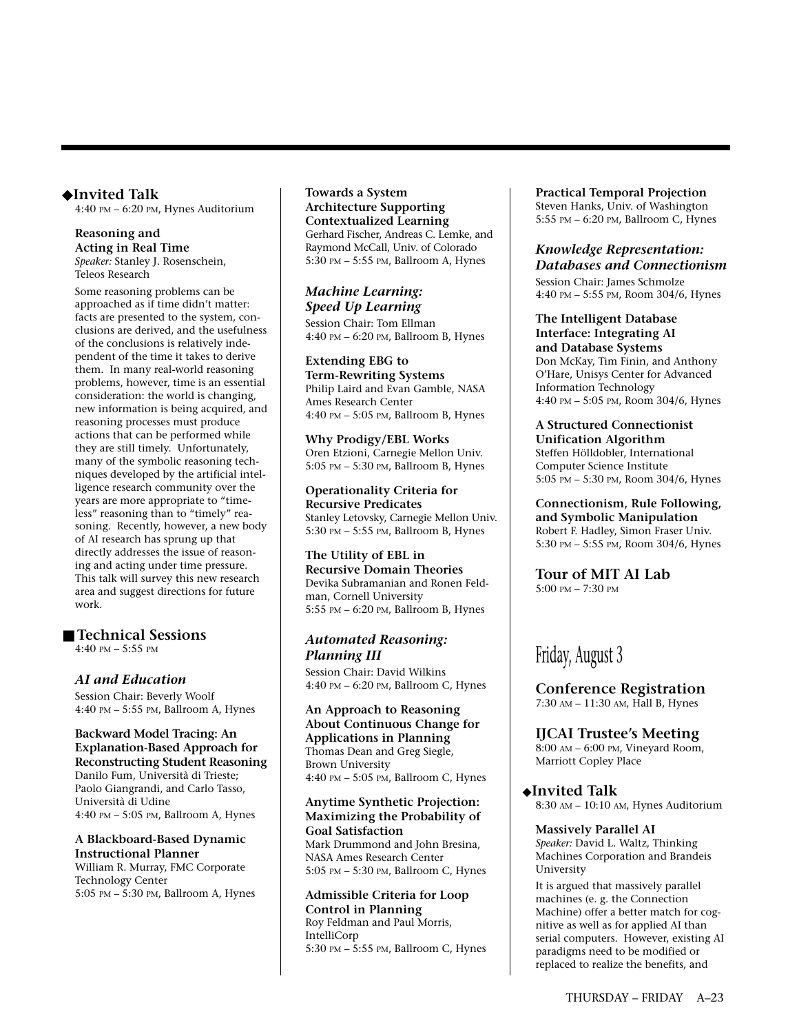## ◆Invited Talk

4:40 PM – 6:20 PM, Hynes Auditorium

**Reasoning and Acting in Real Time**
*Speaker:* Stanley J. Rosenschein, Teleos Research

Some reasoning problems can be approached as if time didn't matter: facts are presented to the system, conclusions are derived, and the usefulness of the conclusions is relatively independent of the time it takes to derive them. In many real-world reasoning problems, however, time is an essential consideration: the world is changing, new information is being acquired, and reasoning processes must produce actions that can be performed while they are still timely. Unfortunately, many of the symbolic reasoning techniques developed by the artificial intelligence research community over the years are more appropriate to "timeless" reasoning than to "timely" reasoning. Recently, however, a new body of AI research has sprung up that directly addresses the issue of reasoning and acting under time pressure. This talk will survey this new research area and suggest directions for future work.

## ■ Technical Sessions

4:40 PM – 5:55 PM

### *AI and Education*

Session Chair: Beverly Woolf
4:40 PM – 5:55 PM, Ballroom A, Hynes

**Backward Model Tracing: An Explanation-Based Approach for Reconstructing Student Reasoning**
Danilo Fum, Università di Trieste; Paolo Giangrandi, and Carlo Tasso, Università di Udine
4:40 PM – 5:05 PM, Ballroom A, Hynes

**A Blackboard-Based Dynamic Instructional Planner**
William R. Murray, FMC Corporate Technology Center
5:05 PM – 5:30 PM, Ballroom A, Hynes

**Towards a System Architecture Supporting Contextualized Learning**
Gerhard Fischer, Andreas C. Lemke, and Raymond McCall, Univ. of Colorado
5:30 PM – 5:55 PM, Ballroom A, Hynes

### *Machine Learning: Speed Up Learning*

Session Chair: Tom Ellman
4:40 PM – 6:20 PM, Ballroom B, Hynes

**Extending EBG to Term-Rewriting Systems**
Philip Laird and Evan Gamble, NASA Ames Research Center
4:40 PM – 5:05 PM, Ballroom B, Hynes

**Why Prodigy/EBL Works**
Oren Etzioni, Carnegie Mellon Univ.
5:05 PM – 5:30 PM, Ballroom B, Hynes

**Operationality Criteria for Recursive Predicates**
Stanley Letovsky, Carnegie Mellon Univ.
5:30 PM – 5:55 PM, Ballroom B, Hynes

**The Utility of EBL in Recursive Domain Theories**
Devika Subramanian and Ronen Feldman, Cornell University
5:55 PM – 6:20 PM, Ballroom B, Hynes

### *Automated Reasoning: Planning III*

Session Chair: David Wilkins
4:40 PM – 6:20 PM, Ballroom C, Hynes

**An Approach to Reasoning About Continuous Change for Applications in Planning**
Thomas Dean and Greg Siegle, Brown University
4:40 PM – 5:05 PM, Ballroom C, Hynes

**Anytime Synthetic Projection: Maximizing the Probability of Goal Satisfaction**
Mark Drummond and John Bresina, NASA Ames Research Center
5:05 PM – 5:30 PM, Ballroom C, Hynes

**Admissible Criteria for Loop Control in Planning**
Roy Feldman and Paul Morris, IntelliCorp
5:30 PM – 5:55 PM, Ballroom C, Hynes

**Practical Temporal Projection**
Steven Hanks, Univ. of Washington
5:55 PM – 6:20 PM, Ballroom C, Hynes

### *Knowledge Representation: Databases and Connectionism*

Session Chair: James Schmolze
4:40 PM – 5:55 PM, Room 304/6, Hynes

**The Intelligent Database Interface: Integrating AI and Database Systems**
Don McKay, Tim Finin, and Anthony O'Hare, Unisys Center for Advanced Information Technology
4:40 PM – 5:05 PM, Room 304/6, Hynes

**A Structured Connectionist Unification Algorithm**
Steffen Hölldobler, International Computer Science Institute
5:05 PM – 5:30 PM, Room 304/6, Hynes

**Connectionism, Rule Following, and Symbolic Manipulation**
Robert F. Hadley, Simon Fraser Univ.
5:30 PM – 5:55 PM, Room 304/6, Hynes

## Tour of MIT AI Lab

5:00 PM – 7:30 PM

# Friday, August 3

## Conference Registration

7:30 AM – 11:30 AM, Hall B, Hynes

## IJCAI Trustee's Meeting

8:00 AM – 6:00 PM, Vineyard Room, Marriott Copley Place

## ◆Invited Talk

8:30 AM – 10:10 AM, Hynes Auditorium

**Massively Parallel AI**
*Speaker:* David L. Waltz, Thinking Machines Corporation and Brandeis University

It is argued that massively parallel machines (e. g. the Connection Machine) offer a better match for cognitive as well as for applied AI than serial computers. However, existing AI paradigms need to be modified or replaced to realize the benefits, and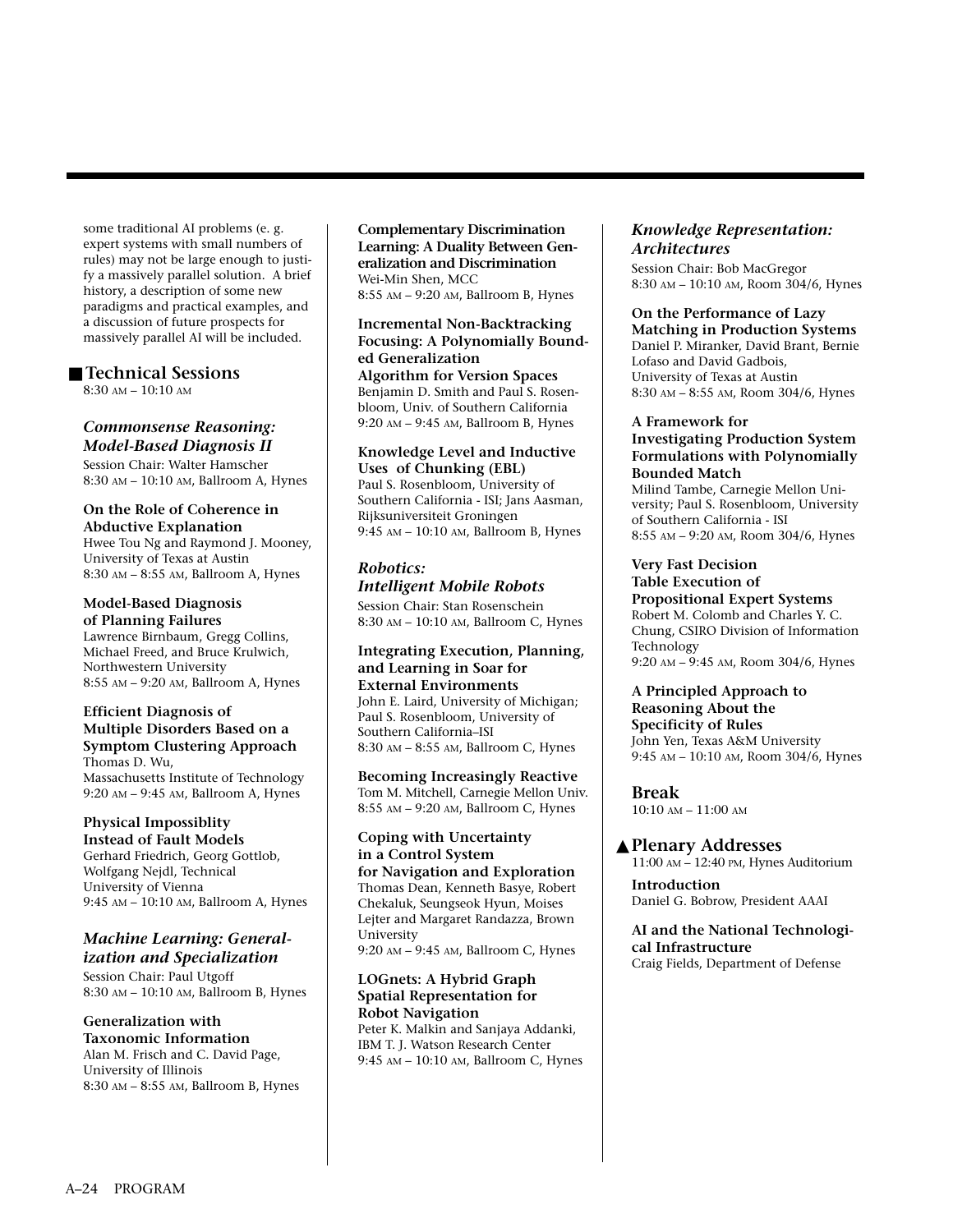some traditional AI problems (e. g. expert systems with small numbers of rules) may not be large enough to justify a massively parallel solution. A brief history, a description of some new paradigms and practical examples, and a discussion of future prospects for massively parallel AI will be included.

## ■ Technical Sessions

8:30 AM – 10:10 AM

### *Commonsense Reasoning: Model-Based Diagnosis II*

Session Chair: Walter Hamscher
8:30 AM – 10:10 AM, Ballroom A, Hynes

**On the Role of Coherence in Abductive Explanation**
Hwee Tou Ng and Raymond J. Mooney, University of Texas at Austin
8:30 AM – 8:55 AM, Ballroom A, Hynes

**Model-Based Diagnosis of Planning Failures**
Lawrence Birnbaum, Gregg Collins, Michael Freed, and Bruce Krulwich, Northwestern University
8:55 AM – 9:20 AM, Ballroom A, Hynes

**Efficient Diagnosis of Multiple Disorders Based on a Symptom Clustering Approach**
Thomas D. Wu, Massachusetts Institute of Technology
9:20 AM – 9:45 AM, Ballroom A, Hynes

**Physical Impossiblity Instead of Fault Models**
Gerhard Friedrich, Georg Gottlob, Wolfgang Nejdl, Technical University of Vienna
9:45 AM – 10:10 AM, Ballroom A, Hynes

### *Machine Learning: Generalization and Specialization*

Session Chair: Paul Utgoff
8:30 AM – 10:10 AM, Ballroom B, Hynes

**Generalization with Taxonomic Information**
Alan M. Frisch and C. David Page, University of Illinois
8:30 AM – 8:55 AM, Ballroom B, Hynes

**Complementary Discrimination Learning: A Duality Between Generalization and Discrimination**
Wei-Min Shen, MCC
8:55 AM – 9:20 AM, Ballroom B, Hynes

**Incremental Non-Backtracking Focusing: A Polynomially Bounded Generalization Algorithm for Version Spaces**
Benjamin D. Smith and Paul S. Rosenbloom, Univ. of Southern California
9:20 AM – 9:45 AM, Ballroom B, Hynes

**Knowledge Level and Inductive Uses of Chunking (EBL)**
Paul S. Rosenbloom, University of Southern California - ISI; Jans Aasman, Rijksuniversiteit Groningen
9:45 AM – 10:10 AM, Ballroom B, Hynes

### *Robotics: Intelligent Mobile Robots*

Session Chair: Stan Rosenschein
8:30 AM – 10:10 AM, Ballroom C, Hynes

**Integrating Execution, Planning, and Learning in Soar for External Environments**
John E. Laird, University of Michigan; Paul S. Rosenbloom, University of Southern California–ISI
8:30 AM – 8:55 AM, Ballroom C, Hynes

**Becoming Increasingly Reactive**
Tom M. Mitchell, Carnegie Mellon Univ.
8:55 AM – 9:20 AM, Ballroom C, Hynes

**Coping with Uncertainty in a Control System for Navigation and Exploration**
Thomas Dean, Kenneth Basye, Robert Chekaluk, Seungseok Hyun, Moises Lejter and Margaret Randazza, Brown University
9:20 AM – 9:45 AM, Ballroom C, Hynes

**LOGnets: A Hybrid Graph Spatial Representation for Robot Navigation**
Peter K. Malkin and Sanjaya Addanki, IBM T. J. Watson Research Center
9:45 AM – 10:10 AM, Ballroom C, Hynes

### *Knowledge Representation: Architectures*

Session Chair: Bob MacGregor
8:30 AM – 10:10 AM, Room 304/6, Hynes

**On the Performance of Lazy Matching in Production Systems**
Daniel P. Miranker, David Brant, Bernie Lofaso and David Gadbois, University of Texas at Austin
8:30 AM – 8:55 AM, Room 304/6, Hynes

**A Framework for Investigating Production System Formulations with Polynomially Bounded Match**
Milind Tambe, Carnegie Mellon University; Paul S. Rosenbloom, University of Southern California - ISI
8:55 AM – 9:20 AM, Room 304/6, Hynes

**Very Fast Decision Table Execution of Propositional Expert Systems**
Robert M. Colomb and Charles Y. C. Chung, CSIRO Division of Information Technology
9:20 AM – 9:45 AM, Room 304/6, Hynes

**A Principled Approach to Reasoning About the Specificity of Rules**
John Yen, Texas A&M University
9:45 AM – 10:10 AM, Room 304/6, Hynes

### Break

10:10 AM – 11:00 AM

## ▲ Plenary Addresses

11:00 AM – 12:40 PM, Hynes Auditorium

**Introduction**
Daniel G. Bobrow, President AAAI

**AI and the National Technological Infrastructure**
Craig Fields, Department of Defense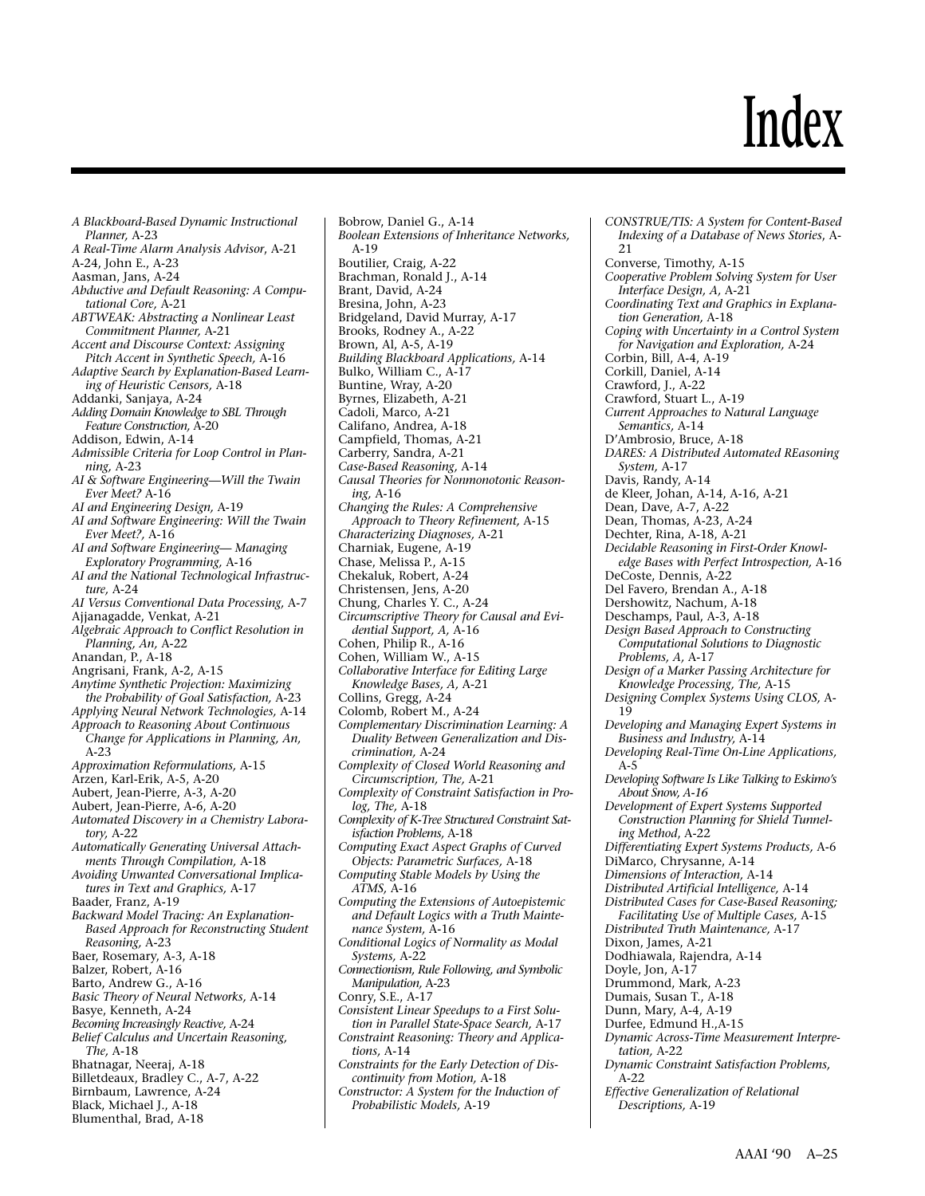# Index

*A Blackboard-Based Dynamic Instructional Planner,* A-23
*A Real-Time Alarm Analysis Advisor*, A-21
A-24, John E., A-23
Aasman, Jans, A-24
*Abductive and Default Reasoning: A Computational Core,* A-21
*ABTWEAK: Abstracting a Nonlinear Least Commitment Planner,* A-21
*Accent and Discourse Context: Assigning Pitch Accent in Synthetic Speech,* A-16
*Adaptive Search by Explanation-Based Learning of Heuristic Censors,* A-18
Addanki, Sanjaya, A-24
*Adding Domain Knowledge to SBL Through Feature Construction,* A-20
Addison, Edwin, A-14
*Admissible Criteria for Loop Control in Planning,* A-23
*AI & Software Engineering—Will the Twain Ever Meet?* A-16
*AI and Engineering Design,* A-19
*AI and Software Engineering: Will the Twain Ever Meet?,* A-16
*AI and Software Engineering— Managing Exploratory Programming,* A-16
*AI and the National Technological Infrastructure,* A-24
*AI Versus Conventional Data Processing,* A-7
Ajjanagadde, Venkat, A-21
*Algebraic Approach to Conflict Resolution in Planning, An,* A-22
Anandan, P., A-18
Angrisani, Frank, A-2, A-15
*Anytime Synthetic Projection: Maximizing the Probability of Goal Satisfaction,* A-23
*Applying Neural Network Technologies,* A-14
*Approach to Reasoning About Continuous Change for Applications in Planning, An,* A-23
*Approximation Reformulations,* A-15
Arzen, Karl-Erik, A-5, A-20
Aubert, Jean-Pierre, A-3, A-20
Aubert, Jean-Pierre, A-6, A-20
*Automated Discovery in a Chemistry Laboratory,* A-22
*Automatically Generating Universal Attachments Through Compilation,* A-18
*Avoiding Unwanted Conversational Implicatures in Text and Graphics,* A-17
Baader, Franz, A-19
*Backward Model Tracing: An Explanation-Based Approach for Reconstructing Student Reasoning,* A-23
Baer, Rosemary, A-3, A-18
Balzer, Robert, A-16
Barto, Andrew G., A-16
*Basic Theory of Neural Networks,* A-14
Basye, Kenneth, A-24
*Becoming Increasingly Reactive,* A-24
*Belief Calculus and Uncertain Reasoning, The,* A-18
Bhatnagar, Neeraj, A-18
Billetdeaux, Bradley C., A-7, A-22
Birnbaum, Lawrence, A-24
Black, Michael J., A-18
Blumenthal, Brad, A-18
Bobrow, Daniel G., A-14
*Boolean Extensions of Inheritance Networks,* A-19
Boutilier, Craig, A-22
Brachman, Ronald J., A-14
Brant, David, A-24
Bresina, John, A-23
Bridgeland, David Murray, A-17
Brooks, Rodney A., A-22
Brown, Al, A-5, A-19
*Building Blackboard Applications,* A-14
Bulko, William C., A-17
Buntine, Wray, A-20
Byrnes, Elizabeth, A-21
Cadoli, Marco, A-21
Califano, Andrea, A-18
Campfield, Thomas, A-21
Carberry, Sandra, A-21
*Case-Based Reasoning,* A-14
*Causal Theories for Nonmonotonic Reasoning,* A-16
*Changing the Rules: A Comprehensive Approach to Theory Refinement,* A-15
*Characterizing Diagnoses,* A-21
Charniak, Eugene, A-19
Chase, Melissa P., A-15
Chekaluk, Robert, A-24
Christensen, Jens, A-20
Chung, Charles Y. C., A-24
*Circumscriptive Theory for Causal and Evidential Support, A,* A-16
Cohen, Philip R., A-16
Cohen, William W., A-15
*Collaborative Interface for Editing Large Knowledge Bases, A,* A-21
Collins, Gregg, A-24
Colomb, Robert M., A-24
*Complementary Discrimination Learning: A Duality Between Generalization and Discrimination,* A-24
*Complexity of Closed World Reasoning and Circumscription, The,* A-21
*Complexity of Constraint Satisfaction in Prolog, The,* A-18
*Complexity of K-Tree Structured Constraint Satisfaction Problems,* A-18
*Computing Exact Aspect Graphs of Curved Objects: Parametric Surfaces,* A-18
*Computing Stable Models by Using the ATMS,* A-16
*Computing the Extensions of Autoepistemic and Default Logics with a Truth Maintenance System,* A-16
*Conditional Logics of Normality as Modal Systems,* A-22
*Connectionism, Rule Following, and Symbolic Manipulation,* A-23
Conry, S.E., A-17
*Consistent Linear Speedups to a First Solution in Parallel State-Space Search,* A-17
*Constraint Reasoning: Theory and Applications,* A-14
*Constraints for the Early Detection of Discontinuity from Motion,* A-18
*Constructor: A System for the Induction of Probabilistic Models,* A-19
*CONSTRUE/TIS: A System for Content-Based Indexing of a Database of News Stories*, A-21
Converse, Timothy, A-15
*Cooperative Problem Solving System for User Interface Design, A,* A-21
*Coordinating Text and Graphics in Explanation Generation,* A-18
*Coping with Uncertainty in a Control System for Navigation and Exploration,* A-24
Corbin, Bill, A-4, A-19
Corkill, Daniel, A-14
Crawford, J., A-22
Crawford, Stuart L., A-19
*Current Approaches to Natural Language Semantics,* A-14
D'Ambrosio, Bruce, A-18
*DARES: A Distributed Automated REasoning System,* A-17
Davis, Randy, A-14
de Kleer, Johan, A-14, A-16, A-21
Dean, Dave, A-7, A-22
Dean, Thomas, A-23, A-24
Dechter, Rina, A-18, A-21
*Decidable Reasoning in First-Order Knowledge Bases with Perfect Introspection,* A-16
DeCoste, Dennis, A-22
Del Favero, Brendan A., A-18
Dershowitz, Nachum, A-18
Deschamps, Paul, A-3, A-18
*Design Based Approach to Constructing Computational Solutions to Diagnostic Problems, A,* A-17
*Design of a Marker Passing Architecture for Knowledge Processing, The,* A-15
*Designing Complex Systems Using CLOS,* A-19
*Developing and Managing Expert Systems in Business and Industry,* A-14
*Developing Real-Time On-Line Applications,* A-5
*Developing Software Is Like Talking to Eskimo's About Snow, A-16*
*Development of Expert Systems Supported Construction Planning for Shield Tunneling Method*, A-22
*Differentiating Expert Systems Products,* A-6
DiMarco, Chrysanne, A-14
*Dimensions of Interaction,* A-14
*Distributed Artificial Intelligence,* A-14
*Distributed Cases for Case-Based Reasoning; Facilitating Use of Multiple Cases,* A-15
*Distributed Truth Maintenance,* A-17
Dixon, James, A-21
Dodhiawala, Rajendra, A-14
Doyle, Jon, A-17
Drummond, Mark, A-23
Dumais, Susan T., A-18
Dunn, Mary, A-4, A-19
Durfee, Edmund H.,A-15
*Dynamic Across-Time Measurement Interpretation,* A-22
*Dynamic Constraint Satisfaction Problems,* A-22
*Effective Generalization of Relational Descriptions,* A-19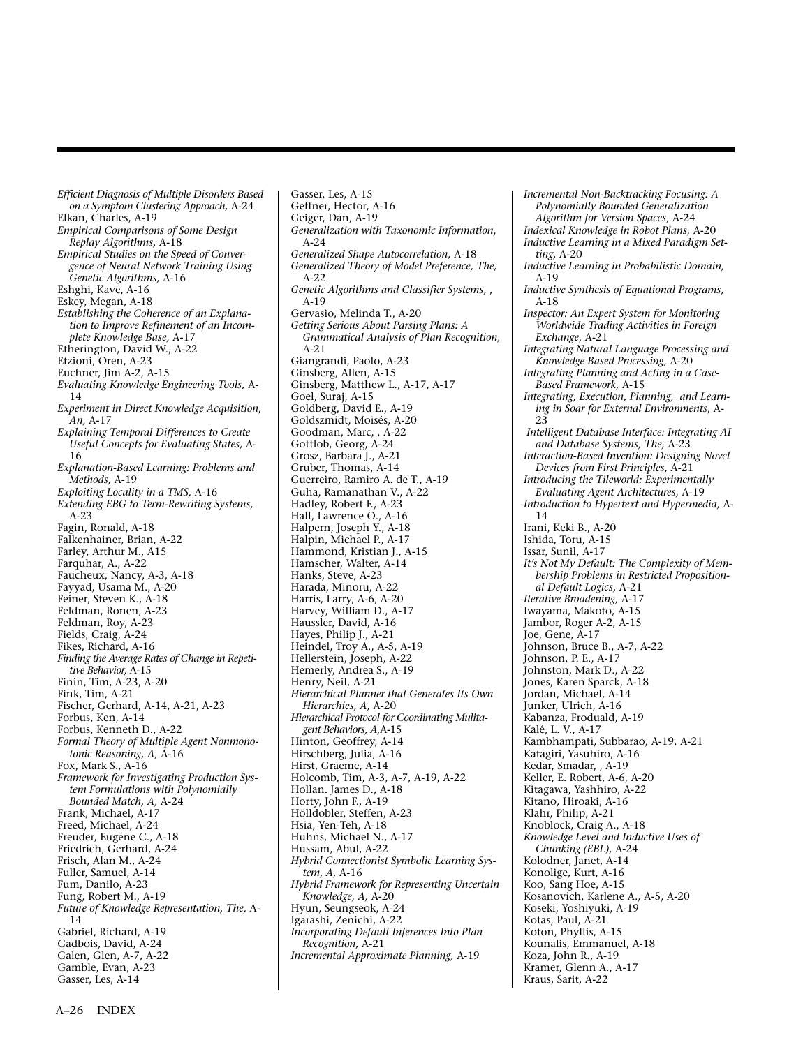*Efficient Diagnosis of Multiple Disorders Based on a Symptom Clustering Approach,* A-24
Elkan, Charles, A-19
*Empirical Comparisons of Some Design Replay Algorithms,* A-18
*Empirical Studies on the Speed of Convergence of Neural Network Training Using Genetic Algorithms,* A-16
Eshghi, Kave, A-16
Eskey, Megan, A-18
*Establishing the Coherence of an Explanation to Improve Refinement of an Incomplete Knowledge Base,* A-17
Etherington, David W., A-22
Etzioni, Oren, A-23
Euchner, Jim A-2, A-15
*Evaluating Knowledge Engineering Tools,* A-14
*Experiment in Direct Knowledge Acquisition, An,* A-17
*Explaining Temporal Differences to Create Useful Concepts for Evaluating States,* A-16
*Explanation-Based Learning: Problems and Methods,* A-19
*Exploiting Locality in a TMS,* A-16
*Extending EBG to Term-Rewriting Systems,* A-23
Fagin, Ronald, A-18
Falkenhainer, Brian, A-22
Farley, Arthur M., A15
Farquhar, A., A-22
Faucheux, Nancy, A-3, A-18
Fayyad, Usama M., A-20
Feiner, Steven K., A-18
Feldman, Ronen, A-23
Feldman, Roy, A-23
Fields, Craig, A-24
Fikes, Richard, A-16
*Finding the Average Rates of Change in Repetitive Behavior,* A-15
Finin, Tim, A-23, A-20
Fink, Tim, A-21
Fischer, Gerhard, A-14, A-21, A-23
Forbus, Ken, A-14
Forbus, Kenneth D., A-22
*Formal Theory of Multiple Agent Nonmonotonic Reasoning, A,* A-16
Fox, Mark S., A-16
*Framework for Investigating Production System Formulations with Polynomially Bounded Match, A,* A-24
Frank, Michael, A-17
Freed, Michael, A-24
Freuder, Eugene C., A-18
Friedrich, Gerhard, A-24
Frisch, Alan M., A-24
Fuller, Samuel, A-14
Fum, Danilo, A-23
Fung, Robert M., A-19
*Future of Knowledge Representation, The,* A-14
Gabriel, Richard, A-19
Gadbois, David, A-24
Galen, Glen, A-7, A-22
Gamble, Evan, A-23
Gasser, Les, A-14
Gasser, Les, A-15
Geffner, Hector, A-16
Geiger, Dan, A-19
*Generalization with Taxonomic Information,* A-24
*Generalized Shape Autocorrelation,* A-18
*Generalized Theory of Model Preference, The,* A-22
*Genetic Algorithms and Classifier Systems,* , A-19
Gervasio, Melinda T., A-20
*Getting Serious About Parsing Plans: A Grammatical Analysis of Plan Recognition,* A-21
Giangrandi, Paolo, A-23
Ginsberg, Allen, A-15
Ginsberg, Matthew L., A-17, A-17
Goel, Suraj, A-15
Goldberg, David E., A-19
Goldszmidt, Moisés, A-20
Goodman, Marc, , A-22
Gottlob, Georg, A-24
Grosz, Barbara J., A-21
Gruber, Thomas, A-14
Guerreiro, Ramiro A. de T., A-19
Guha, Ramanathan V., A-22
Hadley, Robert F., A-23
Hall, Lawrence O., A-16
Halpern, Joseph Y., A-18
Halpin, Michael P., A-17
Hammond, Kristian J., A-15
Hamscher, Walter, A-14
Hanks, Steve, A-23
Harada, Minoru, A-22
Harris, Larry, A-6, A-20
Harvey, William D., A-17
Haussler, David, A-16
Hayes, Philip J., A-21
Heindel, Troy A., A-5, A-19
Hellerstein, Joseph, A-22
Hemerly, Andrea S., A-19
Henry, Neil, A-21
*Hierarchical Planner that Generates Its Own Hierarchies, A,* A-20
*Hierarchical Protocol for Coordinating Mulitagent Behaviors, A,*A-15
Hinton, Geoffrey, A-14
Hirschberg, Julia, A-16
Hirst, Graeme, A-14
Holcomb, Tim, A-3, A-7, A-19, A-22
Hollan. James D., A-18
Horty, John F., A-19
Hölldobler, Steffen, A-23
Hsia, Yen-Teh, A-18
Huhns, Michael N., A-17
Hussam, Abul, A-22
*Hybrid Connectionist Symbolic Learning System, A,* A-16
*Hybrid Framework for Representing Uncertain Knowledge, A,* A-20
Hyun, Seungseok, A-24
Igarashi, Zenichi, A-22
*Incorporating Default Inferences Into Plan Recognition,* A-21
*Incremental Approximate Planning,* A-19
*Incremental Non-Backtracking Focusing: A Polynomially Bounded Generalization Algorithm for Version Spaces,* A-24
*Indexical Knowledge in Robot Plans,* A-20
*Inductive Learning in a Mixed Paradigm Setting,* A-20
*Inductive Learning in Probabilistic Domain,* A-19
*Inductive Synthesis of Equational Programs,* A-18
*Inspector: An Expert System for Monitoring Worldwide Trading Activities in Foreign Exchange,* A-21
*Integrating Natural Language Processing and Knowledge Based Processing,* A-20
*Integrating Planning and Acting in a Case-Based Framework,* A-15
*Integrating, Execution, Planning, and Learning in Soar for External Environments,* A-23
*Intelligent Database Interface: Integrating AI and Database Systems, The,* A-23
*Interaction-Based Invention: Designing Novel Devices from First Principles,* A-21
*Introducing the Tileworld: Experimentally Evaluating Agent Architectures,* A-19
*Introduction to Hypertext and Hypermedia,* A-14
Irani, Keki B., A-20
Ishida, Toru, A-15
Issar, Sunil, A-17
*It's Not My Default: The Complexity of Membership Problems in Restricted Propositional Default Logics,* A-21
*Iterative Broadening,* A-17
Iwayama, Makoto, A-15
Jambor, Roger A-2, A-15
Joe, Gene, A-17
Johnson, Bruce B., A-7, A-22
Johnson, P. E., A-17
Johnston, Mark D., A-22
Jones, Karen Sparck, A-18
Jordan, Michael, A-14
Junker, Ulrich, A-16
Kabanza, Froduald, A-19
Kalé, L. V., A-17
Kambhampati, Subbarao, A-19, A-21
Katagiri, Yasuhiro, A-16
Kedar, Smadar, , A-19
Keller, E. Robert, A-6, A-20
Kitagawa, Yashhiro, A-22
Kitano, Hiroaki, A-16
Klahr, Philip, A-21
Knoblock, Craig A., A-18
*Knowledge Level and Inductive Uses of Chunking (EBL),* A-24
Kolodner, Janet, A-14
Konolige, Kurt, A-16
Koo, Sang Hoe, A-15
Kosanovich, Karlene A., A-5, A-20
Koseki, Yoshiyuki, A-19
Kotas, Paul, A-21
Koton, Phyllis, A-15
Kounalis, Emmanuel, A-18
Koza, John R., A-19
Kramer, Glenn A., A-17
Kraus, Sarit, A-22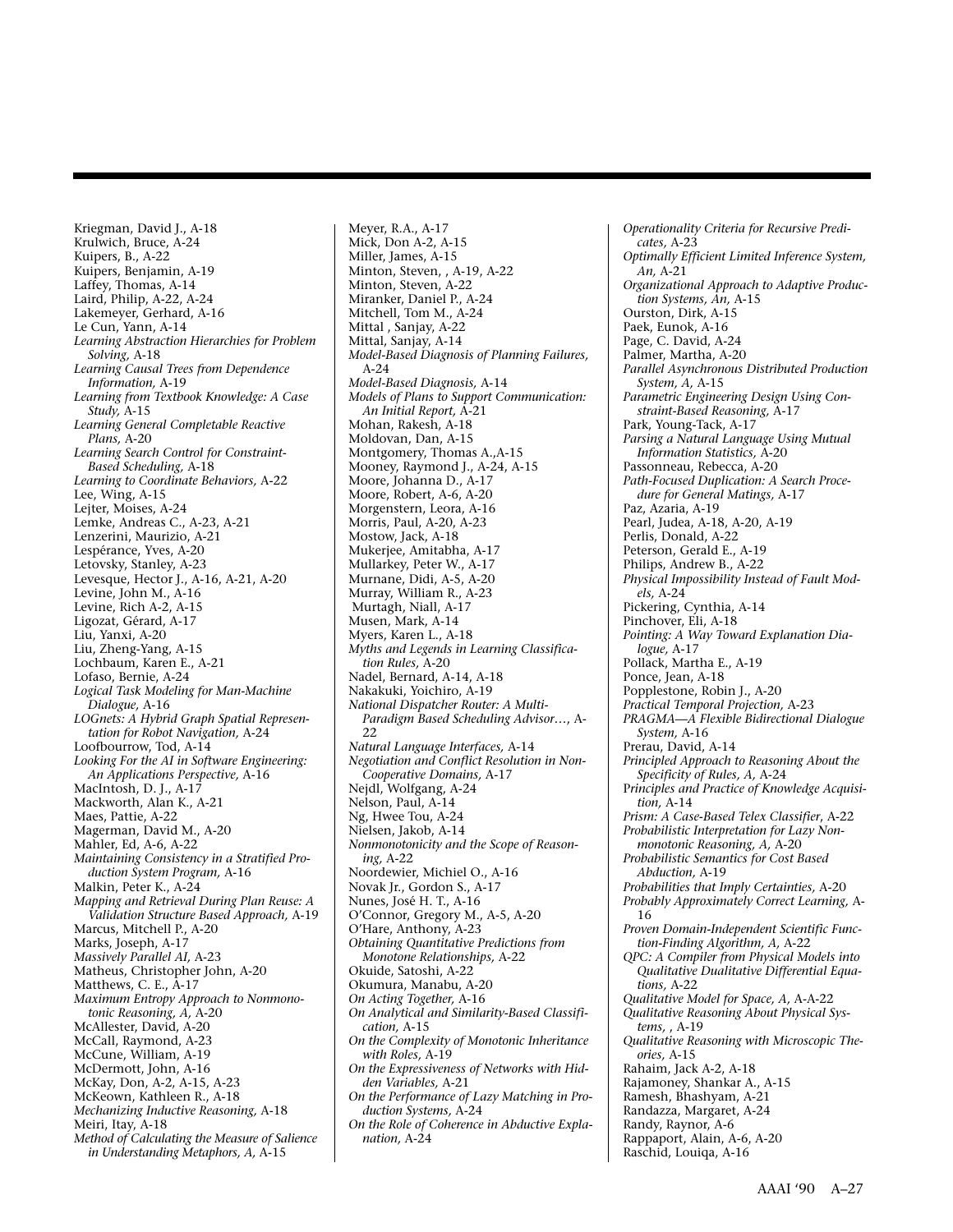Kriegman, David J., A-18
Krulwich, Bruce, A-24
Kuipers, B., A-22
Kuipers, Benjamin, A-19
Laffey, Thomas, A-14
Laird, Philip, A-22, A-24
Lakemeyer, Gerhard, A-16
Le Cun, Yann, A-14
*Learning Abstraction Hierarchies for Problem Solving,* A-18
*Learning Causal Trees from Dependence Information,* A-19
*Learning from Textbook Knowledge: A Case Study,* A-15
*Learning General Completable Reactive Plans,* A-20
*Learning Search Control for Constraint-Based Scheduling,* A-18
*Learning to Coordinate Behaviors,* A-22
Lee, Wing, A-15
Lejter, Moises, A-24
Lemke, Andreas C., A-23, A-21
Lenzerini, Maurizio, A-21
Lespérance, Yves, A-20
Letovsky, Stanley, A-23
Levesque, Hector J., A-16, A-21, A-20
Levine, John M., A-16
Levine, Rich A-2, A-15
Ligozat, Gérard, A-17
Liu, Yanxi, A-20
Liu, Zheng-Yang, A-15
Lochbaum, Karen E., A-21
Lofaso, Bernie, A-24
*Logical Task Modeling for Man-Machine Dialogue,* A-16
*LOGnets: A Hybrid Graph Spatial Representation for Robot Navigation,* A-24
Loofbourrow, Tod, A-14
*Looking For the AI in Software Engineering: An Applications Perspective,* A-16
MacIntosh, D. J., A-17
Mackworth, Alan K., A-21
Maes, Pattie, A-22
Magerman, David M., A-20
Mahler, Ed, A-6, A-22
*Maintaining Consistency in a Stratified Production System Program,* A-16
Malkin, Peter K., A-24
*Mapping and Retrieval During Plan Reuse: A Validation Structure Based Approach,* A-19
Marcus, Mitchell P., A-20
Marks, Joseph, A-17
*Massively Parallel AI,* A-23
Matheus, Christopher John, A-20
Matthews, C. E., A-17
*Maximum Entropy Approach to Nonmonotonic Reasoning, A,* A-20
McAllester, David, A-20
McCall, Raymond, A-23
McCune, William, A-19
McDermott, John, A-16
McKay, Don, A-2, A-15, A-23
McKeown, Kathleen R., A-18
*Mechanizing Inductive Reasoning,* A-18
Meiri, Itay, A-18
*Method of Calculating the Measure of Salience in Understanding Metaphors, A,* A-15
Meyer, R.A., A-17
Mick, Don A-2, A-15
Miller, James, A-15
Minton, Steven, , A-19, A-22
Minton, Steven, A-22
Miranker, Daniel P., A-24
Mitchell, Tom M., A-24
Mittal , Sanjay, A-22
Mittal, Sanjay, A-14
*Model-Based Diagnosis of Planning Failures,* A-24
*Model-Based Diagnosis,* A-14
*Models of Plans to Support Communication: An Initial Report,* A-21
Mohan, Rakesh, A-18
Moldovan, Dan, A-15
Montgomery, Thomas A.,A-15
Mooney, Raymond J., A-24, A-15
Moore, Johanna D., A-17
Moore, Robert, A-6, A-20
Morgenstern, Leora, A-16
Morris, Paul, A-20, A-23
Mostow, Jack, A-18
Mukerjee, Amitabha, A-17
Mullarkey, Peter W., A-17
Murnane, Didi, A-5, A-20
Murray, William R., A-23
Murtagh, Niall, A-17
Musen, Mark, A-14
Myers, Karen L., A-18
*Myths and Legends in Learning Classification Rules,* A-20
Nadel, Bernard, A-14, A-18
Nakakuki, Yoichiro, A-19
*National Dispatcher Router: A Multi-Paradigm Based Scheduling Advisor…,* A-22
*Natural Language Interfaces,* A-14
*Negotiation and Conflict Resolution in Non-Cooperative Domains,* A-17
Nejdl, Wolfgang, A-24
Nelson, Paul, A-14
Ng, Hwee Tou, A-24
Nielsen, Jakob, A-14
*Nonmonotonicity and the Scope of Reasoning,* A-22
Noordewier, Michiel O., A-16
Novak Jr., Gordon S., A-17
Nunes, José H. T., A-16
O'Connor, Gregory M., A-5, A-20
O'Hare, Anthony, A-23
*Obtaining Quantitative Predictions from Monotone Relationships,* A-22
Okuide, Satoshi, A-22
Okumura, Manabu, A-20
*On Acting Together,* A-16
*On Analytical and Similarity-Based Classification,* A-15
*On the Complexity of Monotonic Inheritance with Roles,* A-19
*On the Expressiveness of Networks with Hidden Variables,* A-21
*On the Performance of Lazy Matching in Production Systems,* A-24
*On the Role of Coherence in Abductive Explanation,* A-24
*Operationality Criteria for Recursive Predicates,* A-23
*Optimally Efficient Limited Inference System, An,* A-21
*Organizational Approach to Adaptive Production Systems, An,* A-15
Ourston, Dirk, A-15
Paek, Eunok, A-16
Page, C. David, A-24
Palmer, Martha, A-20
*Parallel Asynchronous Distributed Production System, A,* A-15
*Parametric Engineering Design Using Constraint-Based Reasoning,* A-17
Park, Young-Tack, A-17
*Parsing a Natural Language Using Mutual Information Statistics,* A-20
Passonneau, Rebecca, A-20
*Path-Focused Duplication: A Search Procedure for General Matings,* A-17
Paz, Azaria, A-19
Pearl, Judea, A-18, A-20, A-19
Perlis, Donald, A-22
Peterson, Gerald E., A-19
Philips, Andrew B., A-22
*Physical Impossibility Instead of Fault Models,* A-24
Pickering, Cynthia, A-14
Pinchover, Eli, A-18
*Pointing: A Way Toward Explanation Dialogue,* A-17
Pollack, Martha E., A-19
Ponce, Jean, A-18
Popplestone, Robin J., A-20
*Practical Temporal Projection,* A-23
*PRAGMA—A Flexible Bidirectional Dialogue System,* A-16
Prerau, David, A-14
*Principled Approach to Reasoning About the Specificity of Rules, A,* A-24
*Principles and Practice of Knowledge Acquisition,* A-14
*Prism: A Case-Based Telex Classifier,* A-22
*Probabilistic Interpretation for Lazy Nonmonotonic Reasoning, A,* A-20
*Probabilistic Semantics for Cost Based Abduction,* A-19
*Probabilities that Imply Certainties,* A-20
*Probably Approximately Correct Learning,* A-16
*Proven Domain-Independent Scientific Function-Finding Algorithm, A,* A-22
*QPC: A Compiler from Physical Models into Qualitative Dualitative Differential Equations,* A-22
*Qualitative Model for Space, A,* A-A-22
*Qualitative Reasoning About Physical Systems, ,* A-19
*Qualitative Reasoning with Microscopic Theories,* A-15
Rahaim, Jack A-2, A-18
Rajamoney, Shankar A., A-15
Ramesh, Bhashyam, A-21
Randazza, Margaret, A-24
Randy, Raynor, A-6
Rappaport, Alain, A-6, A-20
Raschid, Louiqa, A-16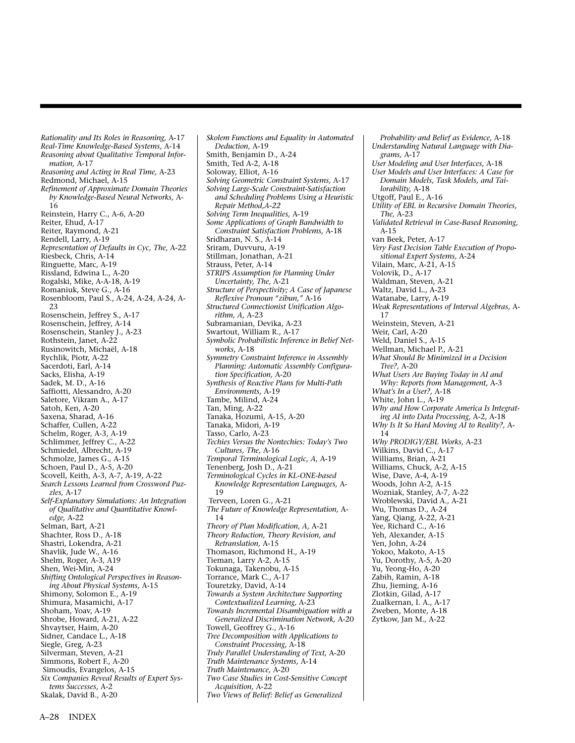*Rationality and Its Roles in Reasoning,* A-17
*Real-Time Knowledge-Based Systems,* A-14
*Reasoning about Qualitative Temporal Information,* A-17
*Reasoning and Acting in Real Time,* A-23
Redmond, Michael, A-15
*Refinement of Approximate Domain Theories by Knowledge-Based Neural Networks,* A-16
Reinstein, Harry C., A-6, A-20
Reiter, Ehud, A-17
Reiter, Raymond, A-21
Rendell, Larry, A-19
*Representation of Defaults in Cyc, The,* A-22
Riesbeck, Chris, A-14
Ringuette, Marc, A-19
Rissland, Edwina L., A-20
Rogalski, Mike, A-A-18, A-19
Romaniuk, Steve G., A-16
Rosenbloom, Paul S., A-24, A-24, A-24, A-23
Rosenschein, Jeffrey S., A-17
Rosenschein, Jeffrey, A-14
Rosenschein, Stanley J., A-23
Rothstein, Janet, A-22
Rusinowitch, Michaël, A-18
Rychlik, Piotr, A-22
Sacerdoti, Earl, A-14
Sacks, Elisha, A-19
Sadek, M. D., A-16
Saffiotti, Alessandro, A-20
Saletore, Vikram A., A-17
Satoh, Ken, A-20
Saxena, Sharad, A-16
Schaffer, Cullen, A-22
Schelm, Roger, A-3, A-19
Schlimmer, Jeffrey C., A-22
Schmiedel, Albrecht, A-19
Schmolze, James G., A-15
Schoen, Paul D., A-5, A-20
Scovell, Keith, A-3, A-7, A-19, A-22
*Search Lessons Learned from Crossword Puzzles,* A-17
*Self-Explanatory Simulations: An Integration of Qualitative and Quantitative Knowledge,* A-22
Selman, Bart, A-21
Shachter, Ross D., A-18
Shastri, Lokendra, A-21
Shavlik, Jude W., A-16
Shelm, Roger, A-3, A19
Shen, Wei-Min, A-24
*Shifting Ontological Perspectives in Reasoning About Physical Systems,* A-15
Shimony, Solomon E., A-19
Shimura, Masamichi, A-17
Shoham, Yoav, A-19
Shrobe, Howard, A-21, A-22
Shvaytser, Haim, A-20
Sidner, Candace L., A-18
Siegle, Greg, A-23
Silverman, Steven, A-21
Simmons, Robert F., A-20
Simoudis, Evangelos, A-15
*Six Companies Reveal Results of Expert Systems Successes,* A-2
Skalak, David B., A-20
*Skolem Functions and Equality in Automated Deduction,* A-19
Smith, Benjamin D., A-24
Smith, Ted A-2, A-18
Soloway, Elliot, A-16
*Solving Geometric Constraint Systems,* A-17
*Solving Large-Scale Constraint-Satisfaction and Scheduling Problems Using a Heuristic Repair Method,A-22*
*Solving Term Inequalities,* A-19
*Some Applications of Graph Bandwidth to Constraint Satisfaction Problems,* A-18
Sridharan, N. S., A-14
Sriram, Duvvuru, A-19
Stillman, Jonathan, A-21
Strauss, Peter, A-14
*STRIPS Assumption for Planning Under Uncertainty, The,* A-21
*Structure of Perspectivity; A Case of Japanese Reflexive Pronoun "zibun,"* A-16
*Structured Connectionist Unification Algorithm, A,* A-23
Subramanian, Devika, A-23
Swartout, William R., A-17
*Symbolic Probabilistic Inference in Belief Networks,* A-18
*Symmetry Constraint Inference in Assembly Planning: Automatic Assembly Configuration Specification,* A-20
*Synthesis of Reactive Plans for Multi-Path Environments,* A-19
Tambe, Milind, A-24
Tan, Ming, A-22
Tanaka, Hozumi, A-15, A-20
Tanaka, Midori, A-19
Tasso, Carlo, A-23
*Techies Versus the Nontechies: Today's Two Cultures, The,* A-16
*Temporal Terminological Logic, A,* A-19
Tenenberg, Josh D., A-21
*Terminological Cycles in KL-ONE-based Knowledge Representation Languages,* A-19
Terveen, Loren G., A-21
*The Future of Knowledge Representation,* A-14
*Theory of Plan Modification, A,* A-21
*Theory Reduction, Theory Revision, and Retranslation,* A-15
Thomason, Richmond H., A-19
Tieman, Larry A-2, A-15
Tokunaga, Takenobu, A-15
Torrance, Mark C., A-17
Touretzky, David, A-14
*Towards a System Architecture Supporting Contextualized Learning,* A-23
*Towards Incremental Disambiguation with a Generalized Discrimination Network,* A-20
Towell, Geoffrey G., A-16
*Tree Decomposition with Applications to Constraint Processing,* A-18
*Truly Parallel Understanding of Text,* A-20
*Truth Maintenance Systems,* A-14
*Truth Maintenance,* A-20
*Two Case Studies in Cost-Sensitive Concept Acquisition,* A-22
*Two Views of Belief: Belief as Generalized Probability and Belief as Evidence,* A-18
*Understanding Natural Language with Diagrams,* A-17
*User Modeling and User Interfaces,* A-18
*User Models and User Interfaces: A Case for Domain Models, Task Models, and Tailorability,* A-18
Utgoff, Paul E., A-16
*Utility of EBL in Recursive Domain Theories, The,* A-23
*Validated Retrieval in Case-Based Reasoning,* A-15
van Beek, Peter, A-17
*Very Fast Decision Table Execution of Propositional Expert Systems,* A-24
Vilain, Marc, A-21, A-15
Volovik, D., A-17
Waldman, Steven, A-21
Waltz, David L., A-23
Watanabe, Larry, A-19
*Weak Representations of Interval Algebras,* A-17
Weinstein, Steven, A-21
Weir, Carl, A-20
Weld, Daniel S., A-15
Wellman, Michael P., A-21
*What Should Be Minimized in a Decision Tree?,* A-20
*What Users Are Buying Today in AI and Why: Reports from Management,* A-3
*What's In a User?,* A-18
White, John L., A-19
*Why and How Corporate America Is Integrating AI into Data Processing,* A-2, A-18
*Why Is It So Hard Moving AI to Reality?,* A-14
*Why PRODIGY/EBL Works,* A-23
Wilkins, David C., A-17
Williams, Brian, A-21
Williams, Chuck, A-2, A-15
Wise, Dave, A-4, A-19
Woods, John A-2, A-15
Wozniak, Stanley, A-7, A-22
Wroblewski, David A., A-21
Wu, Thomas D., A-24
Yang, Qiang, A-22, A-21
Yee, Richard C., A-16
Yeh, Alexander, A-15
Yen, John, A-24
Yokoo, Makoto, A-15
Yu, Dorothy, A-5, A-20
Yu, Yeong-Ho, A-20
Zabih, Ramin, A-18
Zhu, Jieming, A-16
Zlotkin, Gilad, A-17
Zualkernan, I. A., A-17
Zweben, Monte, A-18
Zytkow, Jan M., A-22